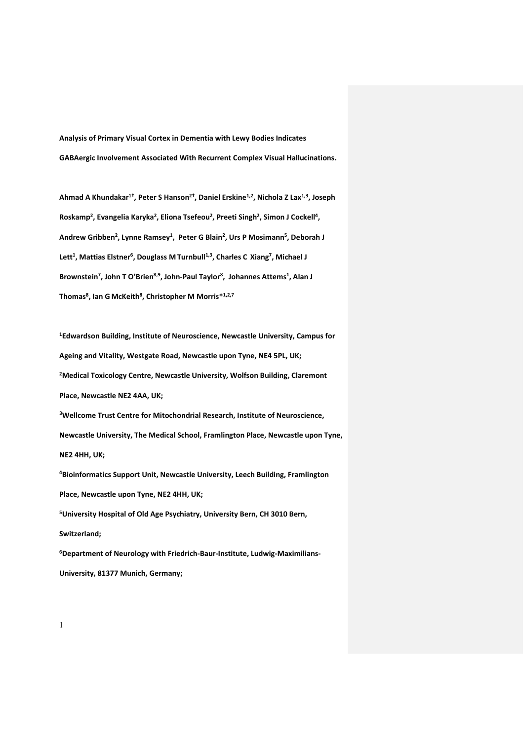**Analysis of Primary Visual Cortex in Dementia with Lewy Bodies Indicates GABAergic Involvement Associated With Recurrent Complex Visual Hallucinations.**

**Ahmad A Khundakar[1†], Peter S Hanson[2†], Daniel Erskine[1,2], Nichola Z Lax[1,3], Joseph Roskamp[2], Evangelia Karyka[2], Eliona Tsefeou[2], Preeti Singh[2], Simon J Cockell[4], Andrew Gribben[2], Lynne Ramsey[1], Peter G Blain[2], Urs P Mosimann[5], Deborah J Lett[1], Mattias Elstner[6], Douglass M Turnbull[1,3], Charles C Xiang[7], Michael J Brownstein[7], John T O'Brien[8,9], John-Paul Taylor[8], Johannes Attems[1], Alan J Thomas[8], Ian G McKeith[8], Christopher M Morris*[1,2,7]**

**[1]Edwardson Building, Institute of Neuroscience, Newcastle University, Campus for Ageing and Vitality, Westgate Road, Newcastle upon Tyne, NE4 5PL, UK;**

**[2]Medical Toxicology Centre, Newcastle University, Wolfson Building, Claremont Place, Newcastle NE2 4AA, UK;**

**[3]Wellcome Trust Centre for Mitochondrial Research, Institute of Neuroscience, Newcastle University, The Medical School, Framlington Place, Newcastle upon Tyne, NE2 4HH, UK;**

**[4]Bioinformatics Support Unit, Newcastle University, Leech Building, Framlington Place, Newcastle upon Tyne, NE2 4HH, UK;**

**[5]University Hospital of Old Age Psychiatry, University Bern, CH 3010 Bern, Switzerland;**

**[6]Department of Neurology with Friedrich-Baur-Institute, Ludwig-Maximilians-University, 81377 Munich, Germany;**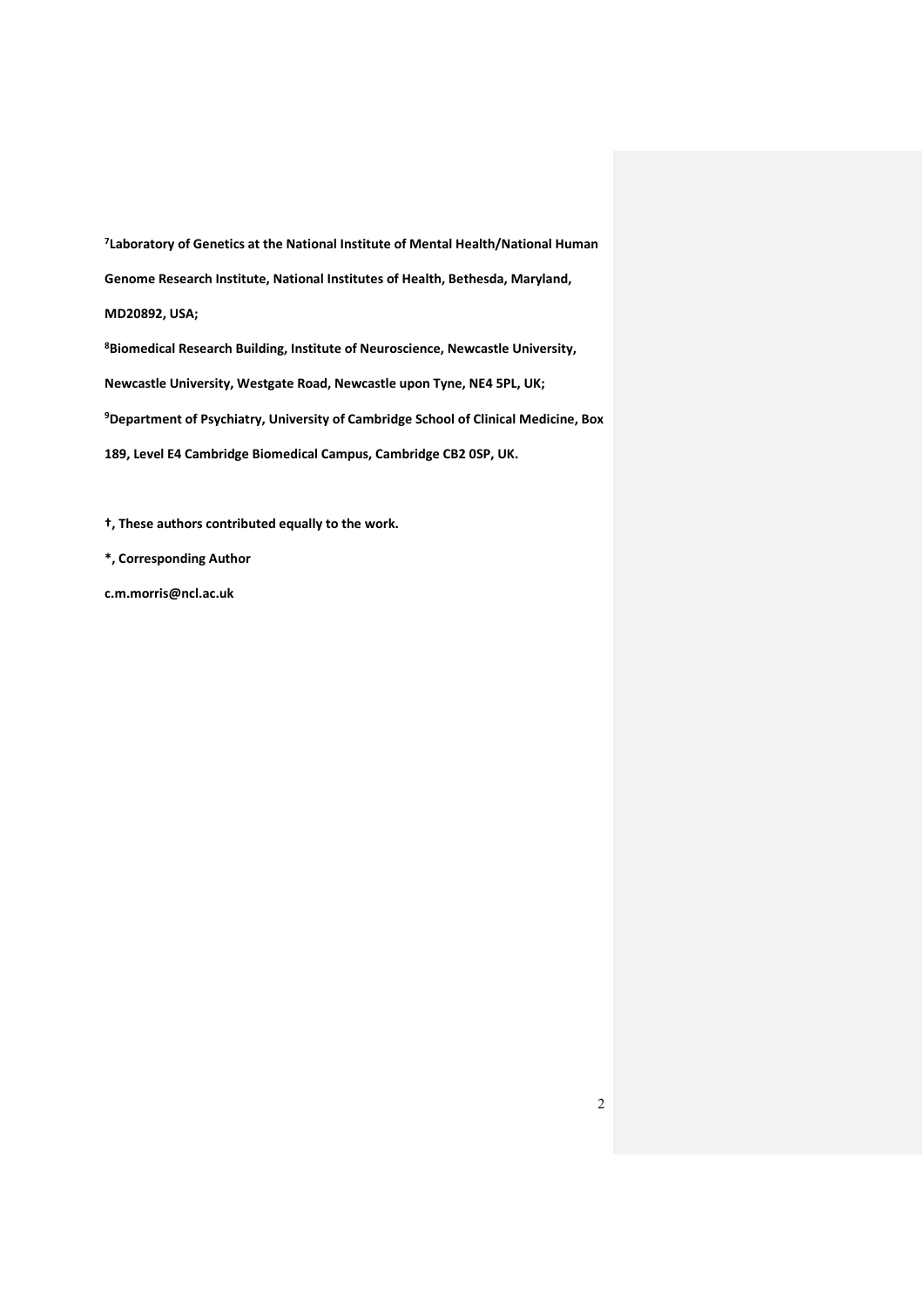**[7]Laboratory of Genetics at the National Institute of Mental Health/National Human Genome Research Institute, National Institutes of Health, Bethesda, Maryland, MD20892, USA;**

**[8]Biomedical Research Building, Institute of Neuroscience, Newcastle University, Newcastle University, Westgate Road, Newcastle upon Tyne, NE4 5PL, UK;**

**[9]Department of Psychiatry, University of Cambridge School of Clinical Medicine, Box 189, Level E4 Cambridge Biomedical Campus, Cambridge CB2 0SP, UK.**

**†, These authors contributed equally to the work.**

**\*, Corresponding Author**

**c.m.morris@ncl.ac.uk**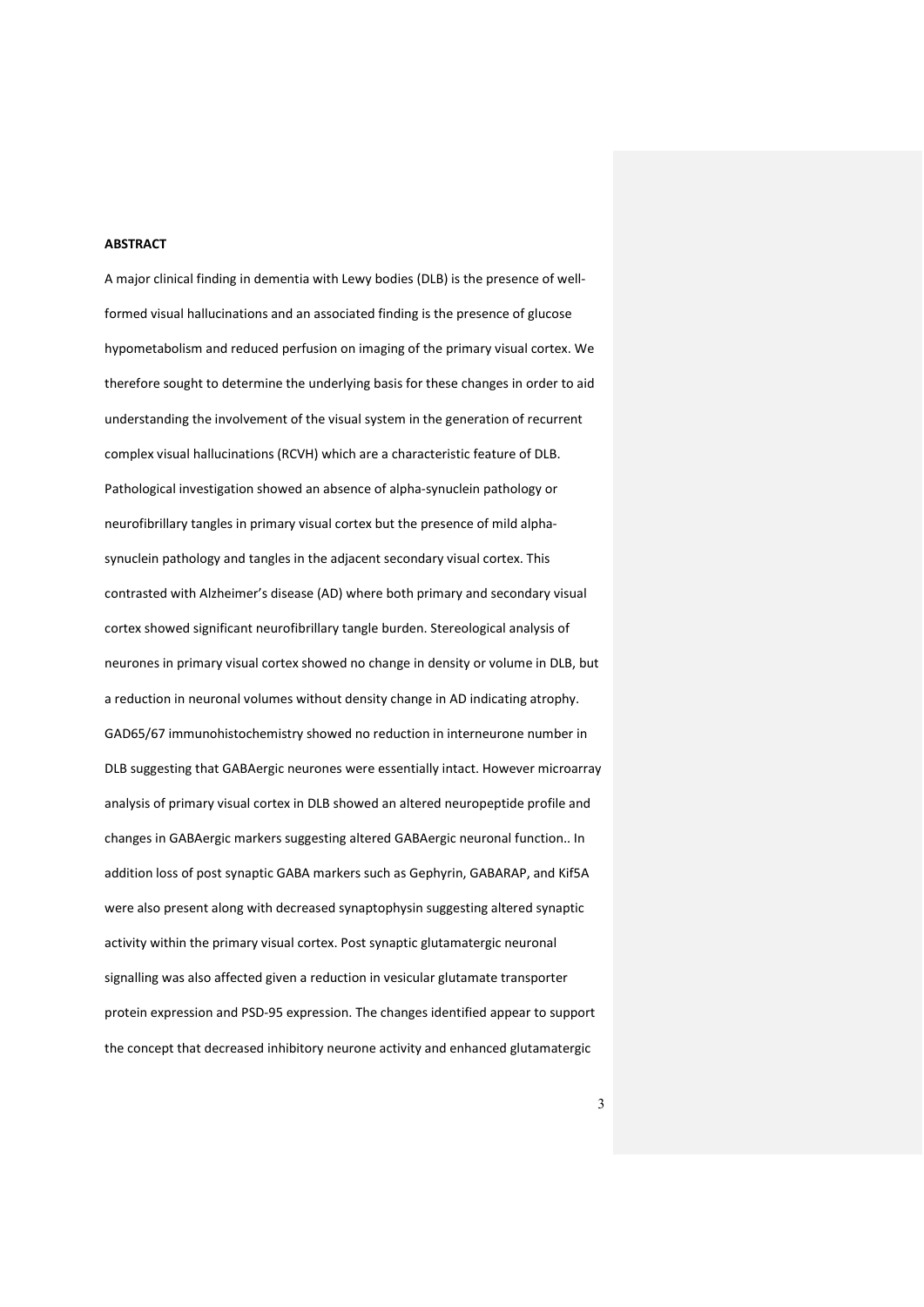**ABSTRACT**

A major clinical finding in dementia with Lewy bodies (DLB) is the presence of well-formed visual hallucinations and an associated finding is the presence of glucose hypometabolism and reduced perfusion on imaging of the primary visual cortex. We therefore sought to determine the underlying basis for these changes in order to aid understanding the involvement of the visual system in the generation of recurrent complex visual hallucinations (RCVH) which are a characteristic feature of DLB. Pathological investigation showed an absence of alpha-synuclein pathology or neurofibrillary tangles in primary visual cortex but the presence of mild alpha-synuclein pathology and tangles in the adjacent secondary visual cortex. This contrasted with Alzheimer's disease (AD) where both primary and secondary visual cortex showed significant neurofibrillary tangle burden. Stereological analysis of neurones in primary visual cortex showed no change in density or volume in DLB, but a reduction in neuronal volumes without density change in AD indicating atrophy. GAD65/67 immunohistochemistry showed no reduction in interneurone number in DLB suggesting that GABAergic neurones were essentially intact. However microarray analysis of primary visual cortex in DLB showed an altered neuropeptide profile and changes in GABAergic markers suggesting altered GABAergic neuronal function.. In addition loss of post synaptic GABA markers such as Gephyrin, GABARAP, and Kif5A were also present along with decreased synaptophysin suggesting altered synaptic activity within the primary visual cortex. Post synaptic glutamatergic neuronal signalling was also affected given a reduction in vesicular glutamate transporter protein expression and PSD-95 expression. The changes identified appear to support the concept that decreased inhibitory neurone activity and enhanced glutamatergic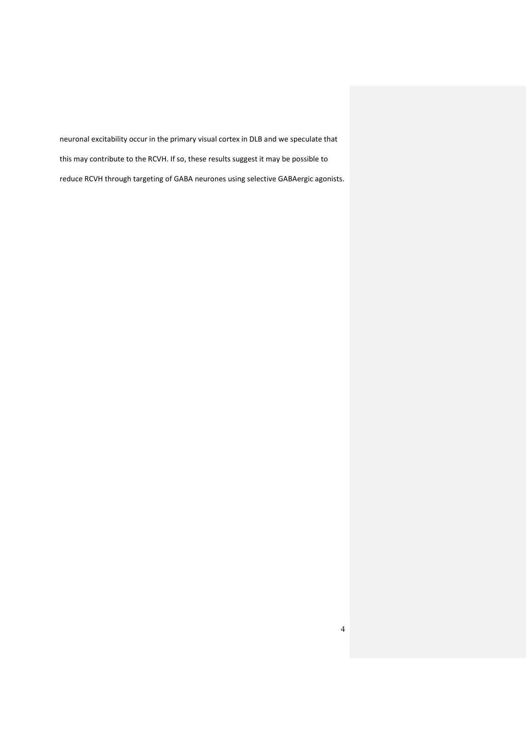neuronal excitability occur in the primary visual cortex in DLB and we speculate that this may contribute to the RCVH. If so, these results suggest it may be possible to reduce RCVH through targeting of GABA neurones using selective GABAergic agonists.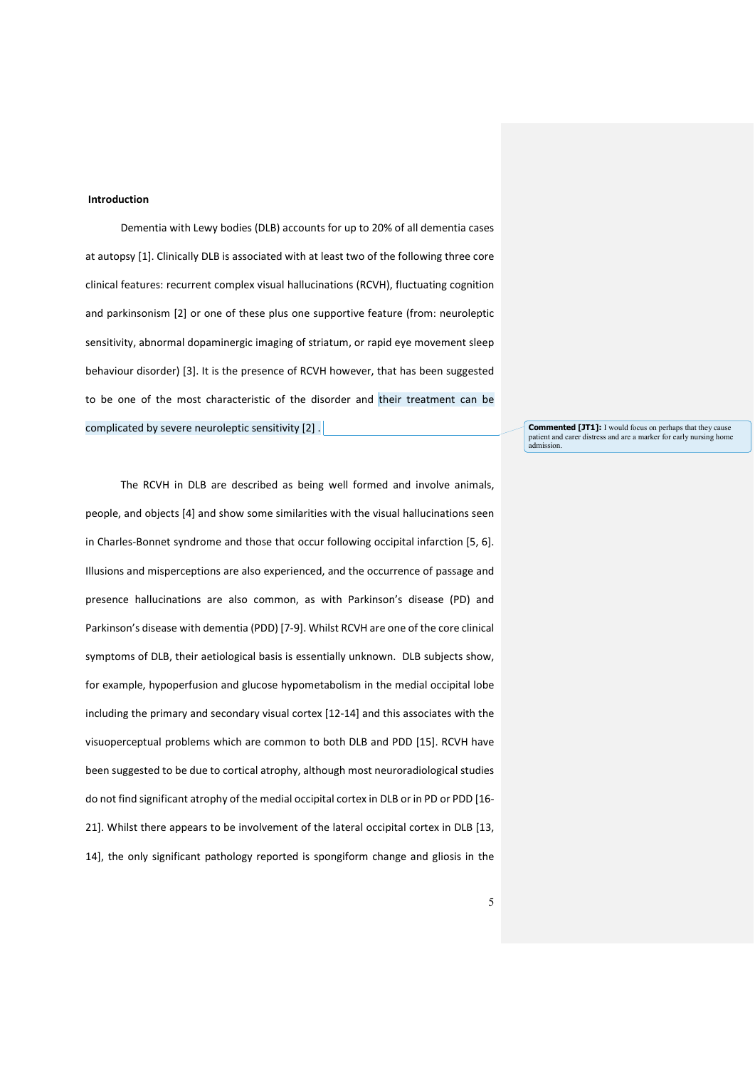**Introduction**

Dementia with Lewy bodies (DLB) accounts for up to 20% of all dementia cases at autopsy [1]. Clinically DLB is associated with at least two of the following three core clinical features: recurrent complex visual hallucinations (RCVH), fluctuating cognition and parkinsonism [2] or one of these plus one supportive feature (from: neuroleptic sensitivity, abnormal dopaminergic imaging of striatum, or rapid eye movement sleep behaviour disorder) [3]. It is the presence of RCVH however, that has been suggested to be one of the most characteristic of the disorder and their treatment can be complicated by severe neuroleptic sensitivity [2] .

**Commented [JT1]:** I would focus on perhaps that they cause patient and carer distress and are a marker for early nursing home admission.

The RCVH in DLB are described as being well formed and involve animals, people, and objects [4] and show some similarities with the visual hallucinations seen in Charles-Bonnet syndrome and those that occur following occipital infarction [5, 6]. Illusions and misperceptions are also experienced, and the occurrence of passage and presence hallucinations are also common, as with Parkinson's disease (PD) and Parkinson's disease with dementia (PDD) [7-9]. Whilst RCVH are one of the core clinical symptoms of DLB, their aetiological basis is essentially unknown. DLB subjects show, for example, hypoperfusion and glucose hypometabolism in the medial occipital lobe including the primary and secondary visual cortex [12-14] and this associates with the visuoperceptual problems which are common to both DLB and PDD [15]. RCVH have been suggested to be due to cortical atrophy, although most neuroradiological studies do not find significant atrophy of the medial occipital cortex in DLB or in PD or PDD [16-21]. Whilst there appears to be involvement of the lateral occipital cortex in DLB [13, 14], the only significant pathology reported is spongiform change and gliosis in the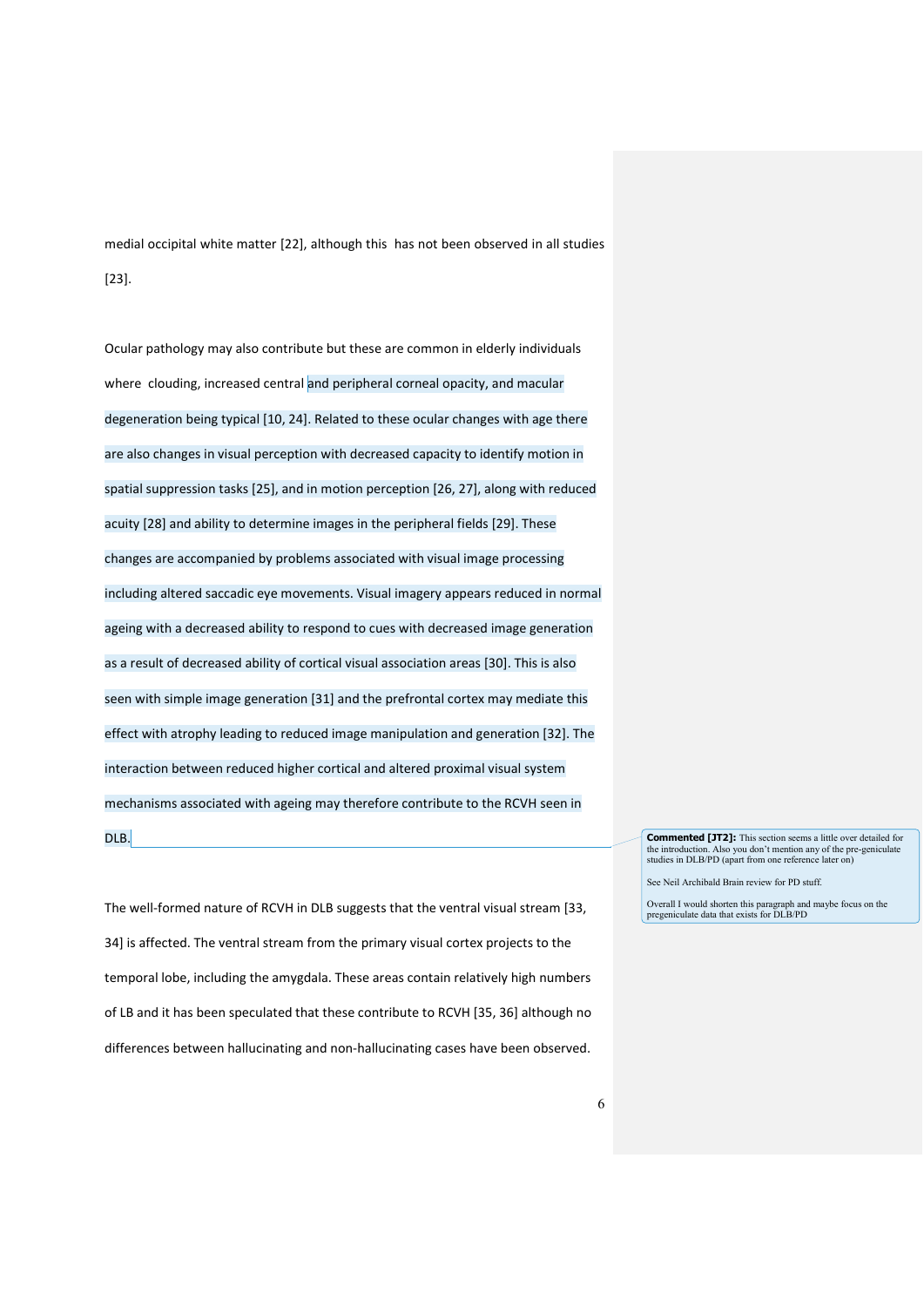medial occipital white matter [22], although this has not been observed in all studies [23].

Ocular pathology may also contribute but these are common in elderly individuals where clouding, increased central and peripheral corneal opacity, and macular degeneration being typical [10, 24]. Related to these ocular changes with age there are also changes in visual perception with decreased capacity to identify motion in spatial suppression tasks [25], and in motion perception [26, 27], along with reduced acuity [28] and ability to determine images in the peripheral fields [29]. These changes are accompanied by problems associated with visual image processing including altered saccadic eye movements. Visual imagery appears reduced in normal ageing with a decreased ability to respond to cues with decreased image generation as a result of decreased ability of cortical visual association areas [30]. This is also seen with simple image generation [31] and the prefrontal cortex may mediate this effect with atrophy leading to reduced image manipulation and generation [32]. The interaction between reduced higher cortical and altered proximal visual system mechanisms associated with ageing may therefore contribute to the RCVH seen in DLB.

> **Commented [JT2]:** This section seems a little over detailed for the introduction. Also you don't mention any of the pre-geniculate studies in DLB/PD (apart from one reference later on)
>
> See Neil Archibald Brain review for PD stuff.
>
> Overall I would shorten this paragraph and maybe focus on the pregeniculate data that exists for DLB/PD

The well-formed nature of RCVH in DLB suggests that the ventral visual stream [33, 34] is affected. The ventral stream from the primary visual cortex projects to the temporal lobe, including the amygdala. These areas contain relatively high numbers of LB and it has been speculated that these contribute to RCVH [35, 36] although no differences between hallucinating and non-hallucinating cases have been observed.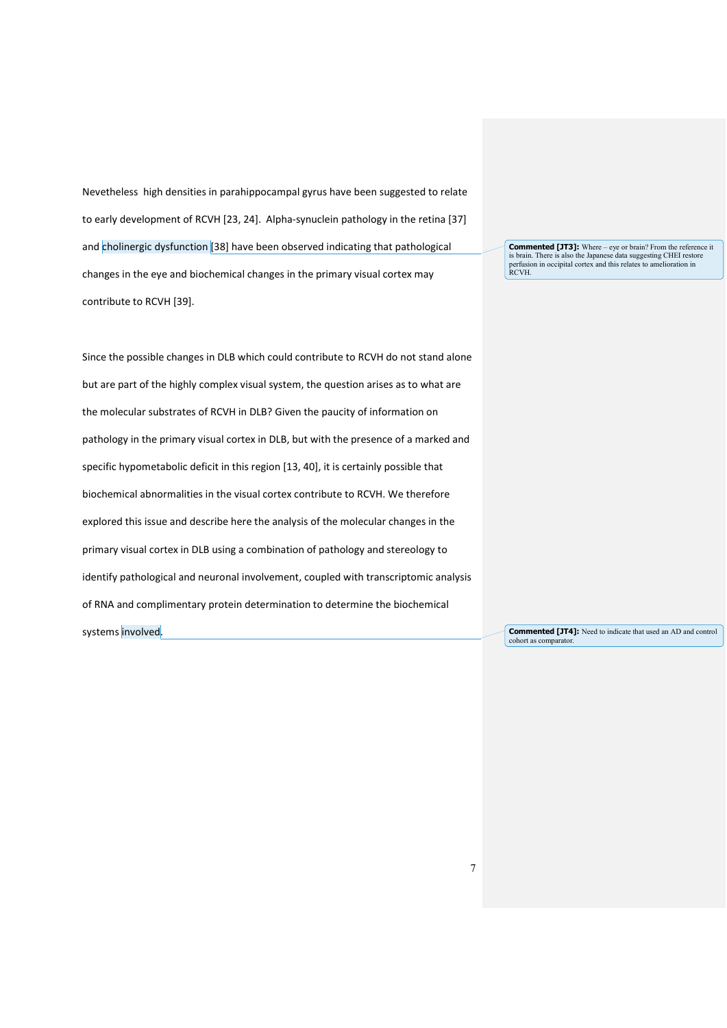Nevetheless high densities in parahippocampal gyrus have been suggested to relate to early development of RCVH [23, 24]. Alpha-synuclein pathology in the retina [37] and cholinergic dysfunction [38] have been observed indicating that pathological changes in the eye and biochemical changes in the primary visual cortex may contribute to RCVH [39].

> **Commented [JT3]:** Where – eye or brain? From the reference it is brain. There is also the Japanese data suggesting CHEI restore perfusion in occipital cortex and this relates to amelioration in RCVH.

Since the possible changes in DLB which could contribute to RCVH do not stand alone but are part of the highly complex visual system, the question arises as to what are the molecular substrates of RCVH in DLB? Given the paucity of information on pathology in the primary visual cortex in DLB, but with the presence of a marked and specific hypometabolic deficit in this region [13, 40], it is certainly possible that biochemical abnormalities in the visual cortex contribute to RCVH. We therefore explored this issue and describe here the analysis of the molecular changes in the primary visual cortex in DLB using a combination of pathology and stereology to identify pathological and neuronal involvement, coupled with transcriptomic analysis of RNA and complimentary protein determination to determine the biochemical systems involved.

> **Commented [JT4]:** Need to indicate that used an AD and control cohort as comparator.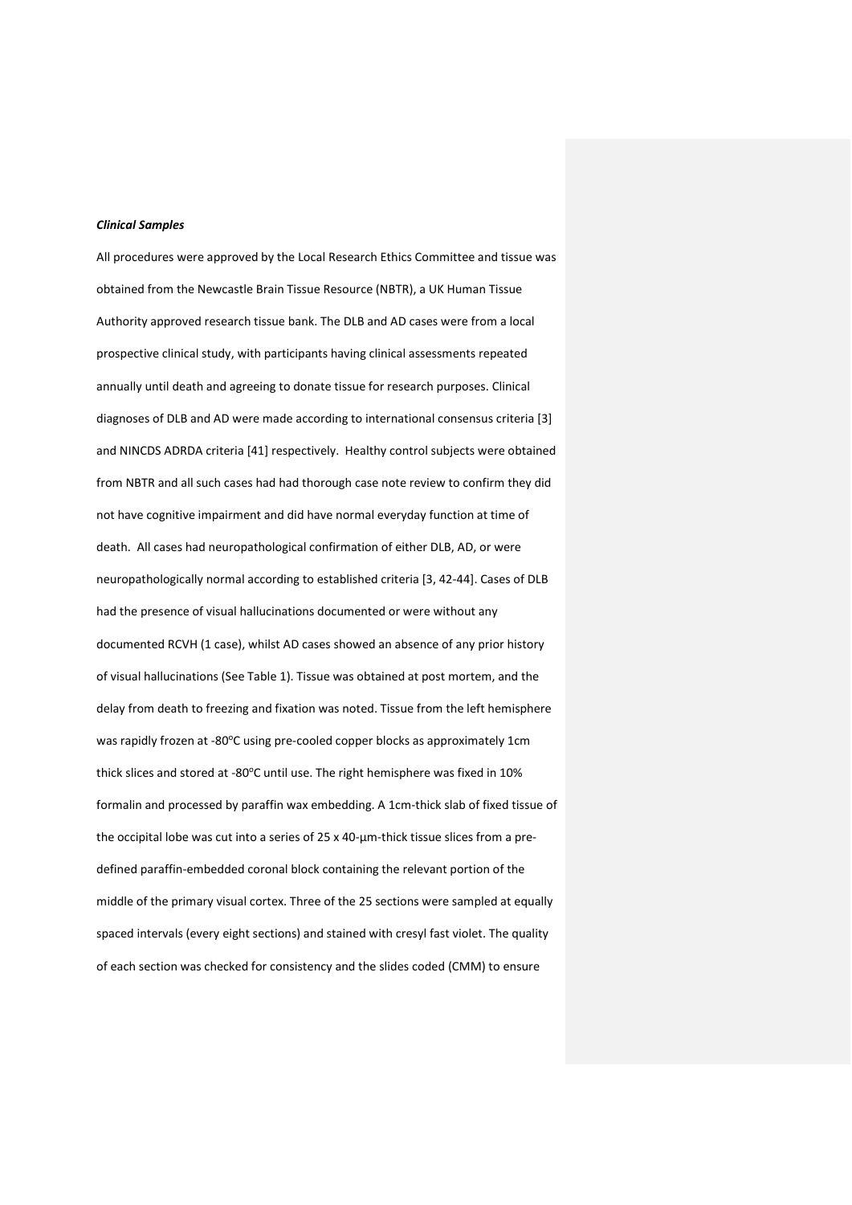***Clinical Samples***

All procedures were approved by the Local Research Ethics Committee and tissue was obtained from the Newcastle Brain Tissue Resource (NBTR), a UK Human Tissue Authority approved research tissue bank. The DLB and AD cases were from a local prospective clinical study, with participants having clinical assessments repeated annually until death and agreeing to donate tissue for research purposes. Clinical diagnoses of DLB and AD were made according to international consensus criteria [3] and NINCDS ADRDA criteria [41] respectively. Healthy control subjects were obtained from NBTR and all such cases had had thorough case note review to confirm they did not have cognitive impairment and did have normal everyday function at time of death. All cases had neuropathological confirmation of either DLB, AD, or were neuropathologically normal according to established criteria [3, 42-44]. Cases of DLB had the presence of visual hallucinations documented or were without any documented RCVH (1 case), whilst AD cases showed an absence of any prior history of visual hallucinations (See Table 1). Tissue was obtained at post mortem, and the delay from death to freezing and fixation was noted. Tissue from the left hemisphere was rapidly frozen at -80°C using pre-cooled copper blocks as approximately 1cm thick slices and stored at -80°C until use. The right hemisphere was fixed in 10% formalin and processed by paraffin wax embedding. A 1cm-thick slab of fixed tissue of the occipital lobe was cut into a series of 25 x 40-µm-thick tissue slices from a pre-defined paraffin-embedded coronal block containing the relevant portion of the middle of the primary visual cortex. Three of the 25 sections were sampled at equally spaced intervals (every eight sections) and stained with cresyl fast violet. The quality of each section was checked for consistency and the slides coded (CMM) to ensure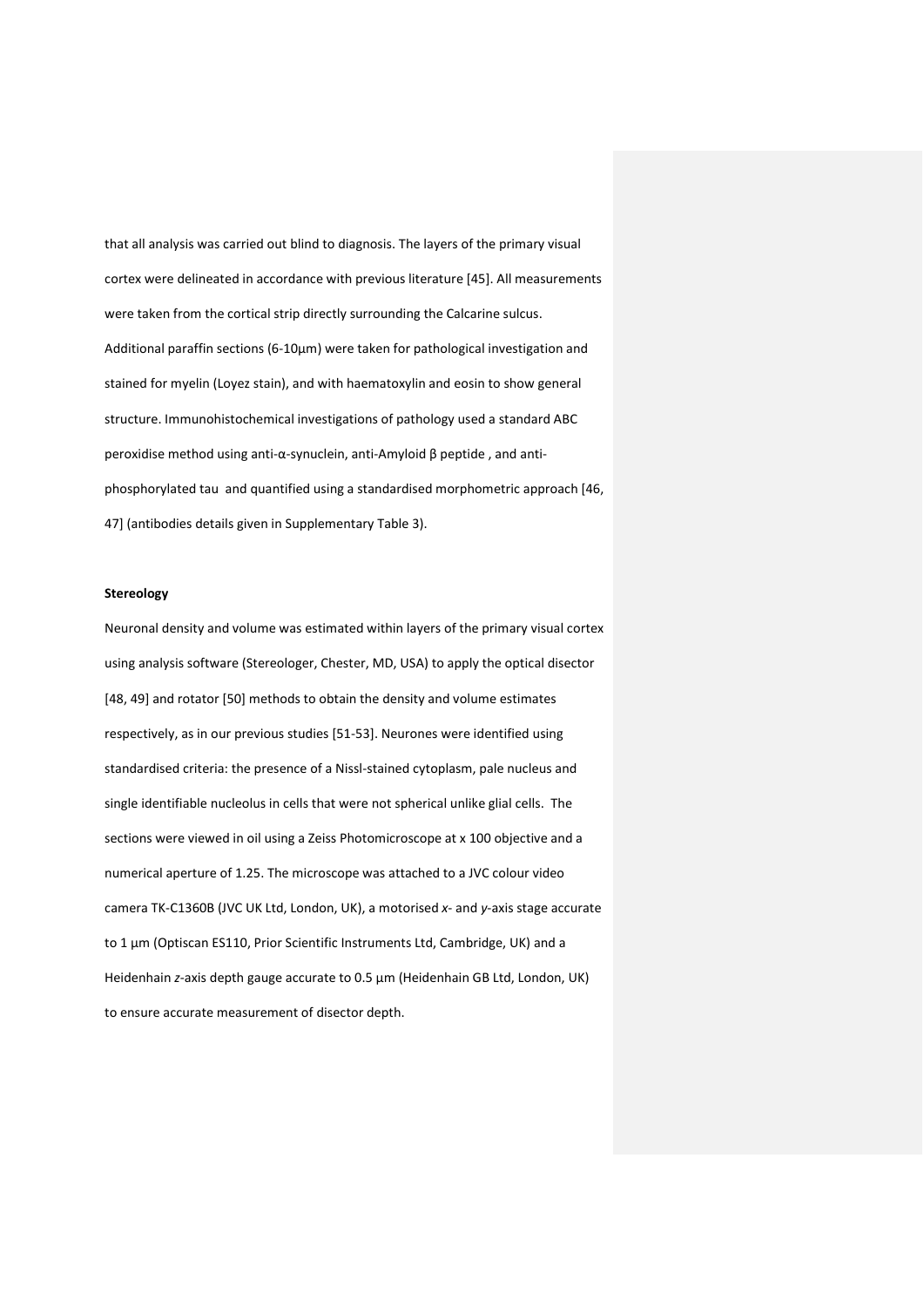that all analysis was carried out blind to diagnosis. The layers of the primary visual cortex were delineated in accordance with previous literature [45]. All measurements were taken from the cortical strip directly surrounding the Calcarine sulcus. Additional paraffin sections (6-10µm) were taken for pathological investigation and stained for myelin (Loyez stain), and with haematoxylin and eosin to show general structure. Immunohistochemical investigations of pathology used a standard ABC peroxidise method using anti-α-synuclein, anti-Amyloid β peptide , and anti-phosphorylated tau and quantified using a standardised morphometric approach [46, 47] (antibodies details given in Supplementary Table 3).

**Stereology**

Neuronal density and volume was estimated within layers of the primary visual cortex using analysis software (Stereologer, Chester, MD, USA) to apply the optical disector [48, 49] and rotator [50] methods to obtain the density and volume estimates respectively, as in our previous studies [51-53]. Neurones were identified using standardised criteria: the presence of a Nissl-stained cytoplasm, pale nucleus and single identifiable nucleolus in cells that were not spherical unlike glial cells. The sections were viewed in oil using a Zeiss Photomicroscope at x 100 objective and a numerical aperture of 1.25. The microscope was attached to a JVC colour video camera TK-C1360B (JVC UK Ltd, London, UK), a motorised *x*- and *y*-axis stage accurate to 1 µm (Optiscan ES110, Prior Scientific Instruments Ltd, Cambridge, UK) and a Heidenhain *z*-axis depth gauge accurate to 0.5 µm (Heidenhain GB Ltd, London, UK) to ensure accurate measurement of disector depth.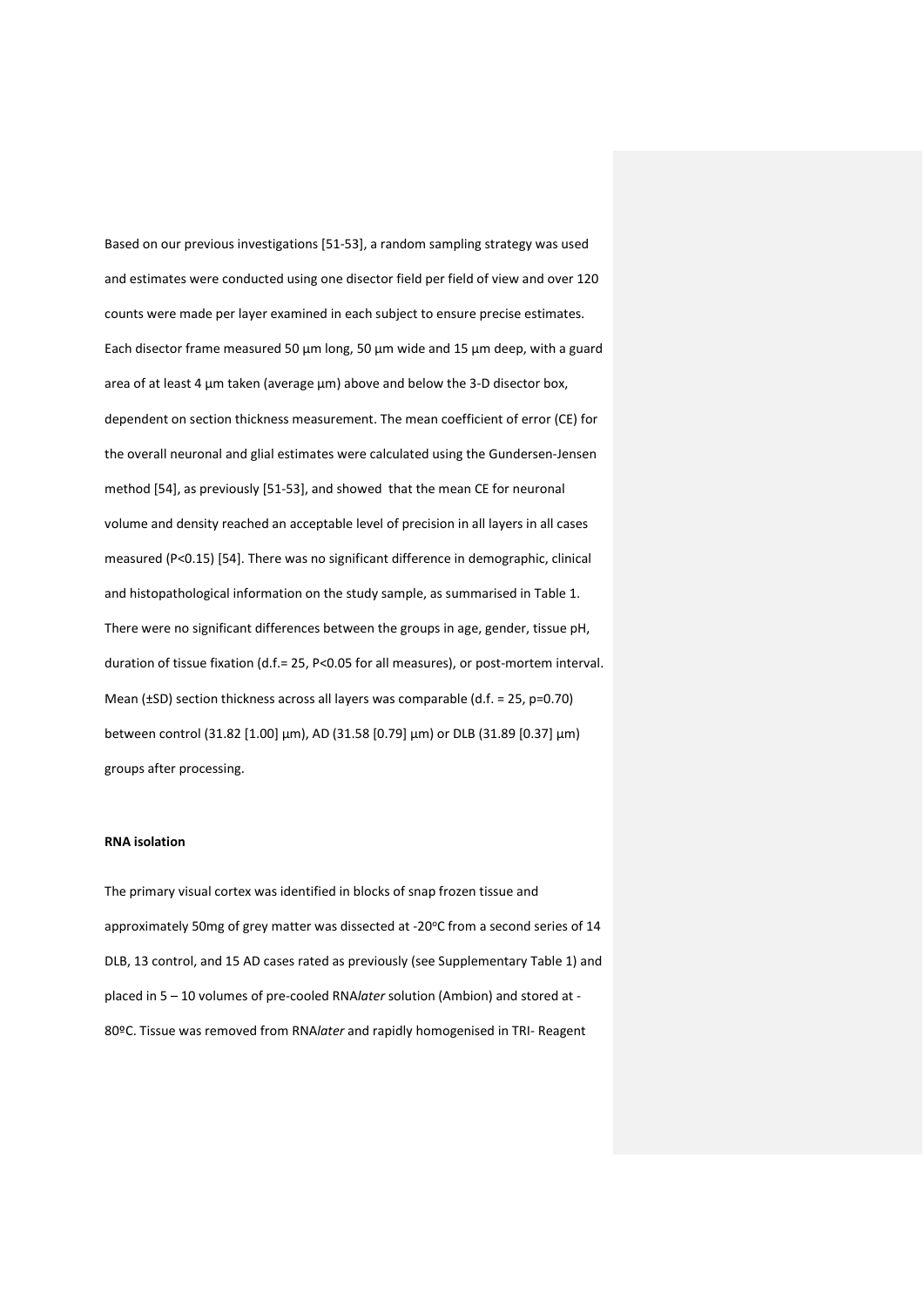Based on our previous investigations [51-53], a random sampling strategy was used and estimates were conducted using one disector field per field of view and over 120 counts were made per layer examined in each subject to ensure precise estimates. Each disector frame measured 50 µm long, 50 µm wide and 15 µm deep, with a guard area of at least 4 µm taken (average µm) above and below the 3-D disector box, dependent on section thickness measurement. The mean coefficient of error (CE) for the overall neuronal and glial estimates were calculated using the Gundersen-Jensen method [54], as previously [51-53], and showed that the mean CE for neuronal volume and density reached an acceptable level of precision in all layers in all cases measured ($P<0.15$) [54]. There was no significant difference in demographic, clinical and histopathological information on the study sample, as summarised in Table 1. There were no significant differences between the groups in age, gender, tissue pH, duration of tissue fixation (d.f.= 25, $P<0.05$ for all measures), or post-mortem interval. Mean (±SD) section thickness across all layers was comparable (d.f. = 25, $p=0.70$) between control (31.82 [1.00] µm), AD (31.58 [0.79] µm) or DLB (31.89 [0.37] µm) groups after processing.

**RNA isolation**

The primary visual cortex was identified in blocks of snap frozen tissue and approximately 50mg of grey matter was dissected at -20°C from a second series of 14 DLB, 13 control, and 15 AD cases rated as previously (see Supplementary Table 1) and placed in 5 – 10 volumes of pre-cooled RNA*later* solution (Ambion) and stored at -80ºC. Tissue was removed from RNA*later* and rapidly homogenised in TRI- Reagent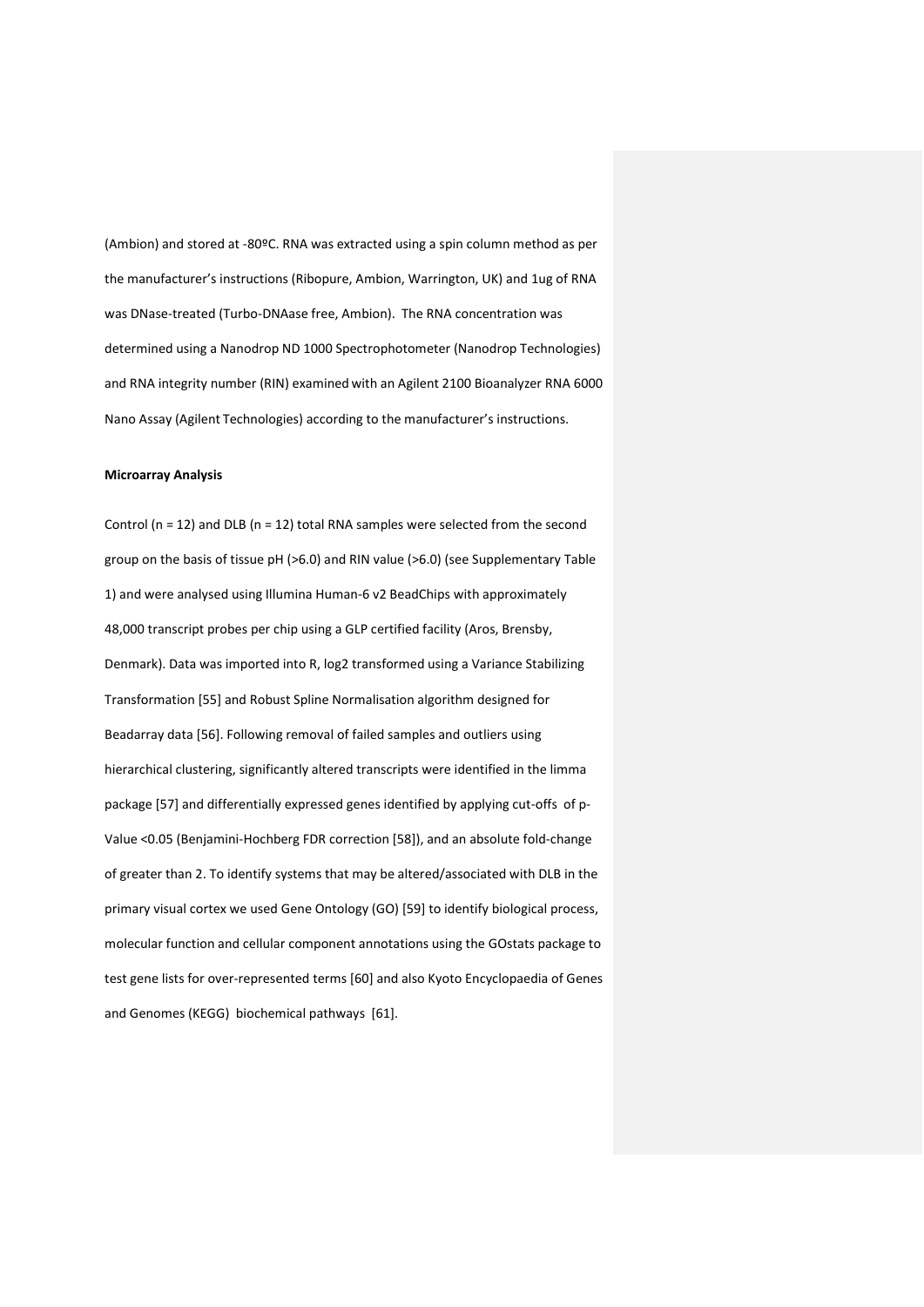(Ambion) and stored at -80ºC. RNA was extracted using a spin column method as per the manufacturer's instructions (Ribopure, Ambion, Warrington, UK) and 1ug of RNA was DNase-treated (Turbo-DNAase free, Ambion). The RNA concentration was determined using a Nanodrop ND 1000 Spectrophotometer (Nanodrop Technologies) and RNA integrity number (RIN) examined with an Agilent 2100 Bioanalyzer RNA 6000 Nano Assay (Agilent Technologies) according to the manufacturer's instructions.

**Microarray Analysis**

Control (n = 12) and DLB (n = 12) total RNA samples were selected from the second group on the basis of tissue pH (>6.0) and RIN value (>6.0) (see Supplementary Table 1) and were analysed using Illumina Human-6 v2 BeadChips with approximately 48,000 transcript probes per chip using a GLP certified facility (Aros, Brensby, Denmark). Data was imported into R, log2 transformed using a Variance Stabilizing Transformation [55] and Robust Spline Normalisation algorithm designed for Beadarray data [56]. Following removal of failed samples and outliers using hierarchical clustering, significantly altered transcripts were identified in the limma package [57] and differentially expressed genes identified by applying cut-offs of p-Value <0.05 (Benjamini-Hochberg FDR correction [58]), and an absolute fold-change of greater than 2. To identify systems that may be altered/associated with DLB in the primary visual cortex we used Gene Ontology (GO) [59] to identify biological process, molecular function and cellular component annotations using the GOstats package to test gene lists for over-represented terms [60] and also Kyoto Encyclopaedia of Genes and Genomes (KEGG) biochemical pathways [61].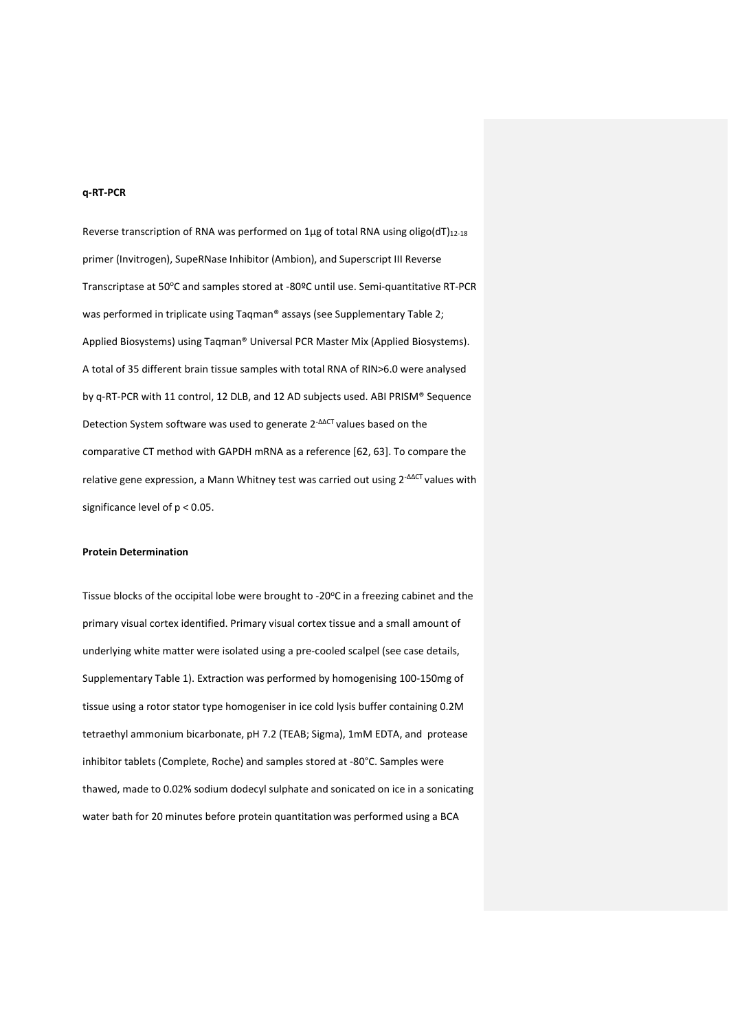**q-RT-PCR**

Reverse transcription of RNA was performed on 1µg of total RNA using oligo(dT)$_{12\text{-}18}$ primer (Invitrogen), SupeRNase Inhibitor (Ambion), and Superscript III Reverse Transcriptase at 50$^{o}$C and samples stored at -80ºC until use. Semi-quantitative RT-PCR was performed in triplicate using Taqman® assays (see Supplementary Table 2; Applied Biosystems) using Taqman® Universal PCR Master Mix (Applied Biosystems). A total of 35 different brain tissue samples with total RNA of RIN>6.0 were analysed by q-RT-PCR with 11 control, 12 DLB, and 12 AD subjects used. ABI PRISM® Sequence Detection System software was used to generate $2^{-\Delta\Delta CT}$ values based on the comparative CT method with GAPDH mRNA as a reference [62, 63]. To compare the relative gene expression, a Mann Whitney test was carried out using $2^{-\Delta\Delta CT}$ values with significance level of $p < 0.05$.

**Protein Determination**

Tissue blocks of the occipital lobe were brought to -20$^{o}$C in a freezing cabinet and the primary visual cortex identified. Primary visual cortex tissue and a small amount of underlying white matter were isolated using a pre-cooled scalpel (see case details, Supplementary Table 1). Extraction was performed by homogenising 100-150mg of tissue using a rotor stator type homogeniser in ice cold lysis buffer containing 0.2M tetraethyl ammonium bicarbonate, pH 7.2 (TEAB; Sigma), 1mM EDTA, and protease inhibitor tablets (Complete, Roche) and samples stored at -80°C. Samples were thawed, made to 0.02% sodium dodecyl sulphate and sonicated on ice in a sonicating water bath for 20 minutes before protein quantitation was performed using a BCA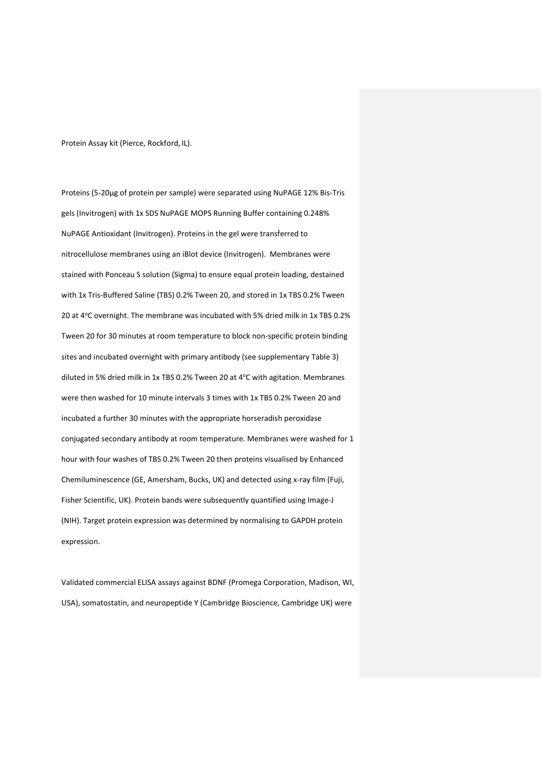Protein Assay kit (Pierce, Rockford, IL).

Proteins (5-20µg of protein per sample) were separated using NuPAGE 12% Bis-Tris gels (Invitrogen) with 1x SDS NuPAGE MOPS Running Buffer containing 0.248% NuPAGE Antioxidant (Invitrogen). Proteins in the gel were transferred to nitrocellulose membranes using an iBlot device (Invitrogen). Membranes were stained with Ponceau S solution (Sigma) to ensure equal protein loading, destained with 1x Tris-Buffered Saline (TBS) 0.2% Tween 20, and stored in 1x TBS 0.2% Tween 20 at 4°C overnight. The membrane was incubated with 5% dried milk in 1x TBS 0.2% Tween 20 for 30 minutes at room temperature to block non-specific protein binding sites and incubated overnight with primary antibody (see supplementary Table 3) diluted in 5% dried milk in 1x TBS 0.2% Tween 20 at 4°C with agitation. Membranes were then washed for 10 minute intervals 3 times with 1x TBS 0.2% Tween 20 and incubated a further 30 minutes with the appropriate horseradish peroxidase conjugated secondary antibody at room temperature. Membranes were washed for 1 hour with four washes of TBS 0.2% Tween 20 then proteins visualised by Enhanced Chemiluminescence (GE, Amersham, Bucks, UK) and detected using x-ray film (Fuji, Fisher Scientific, UK). Protein bands were subsequently quantified using Image-J (NIH). Target protein expression was determined by normalising to GAPDH protein expression.

Validated commercial ELISA assays against BDNF (Promega Corporation, Madison, WI, USA), somatostatin, and neuropeptide Y (Cambridge Bioscience, Cambridge UK) were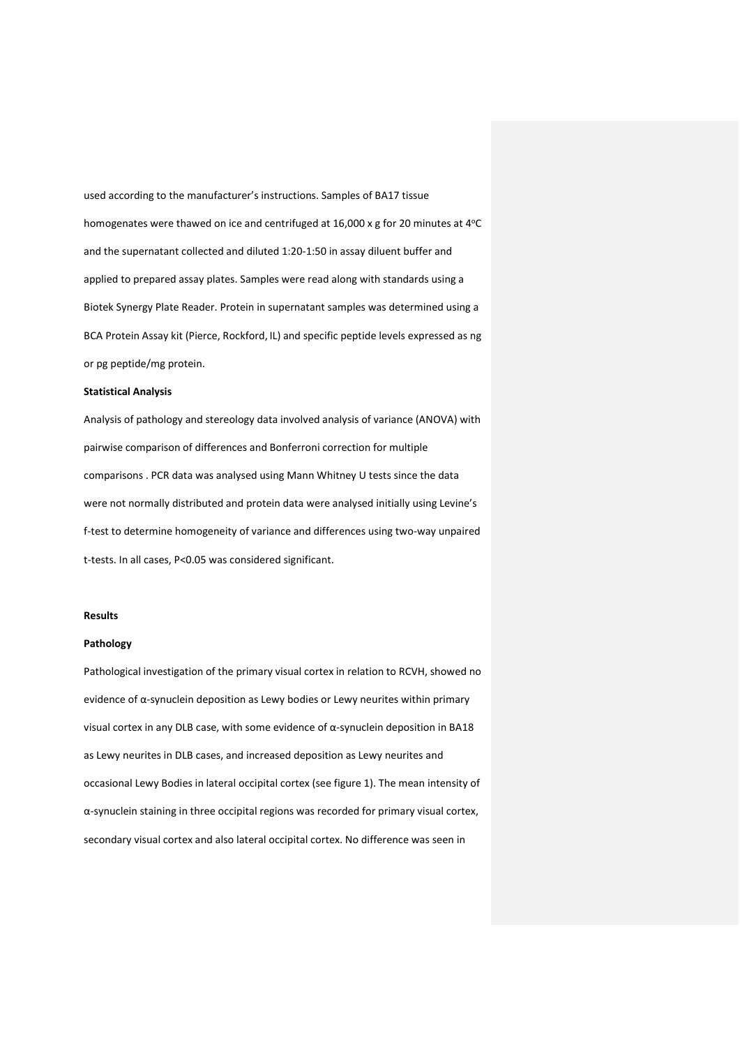used according to the manufacturer's instructions. Samples of BA17 tissue homogenates were thawed on ice and centrifuged at 16,000 x g for 20 minutes at 4°C and the supernatant collected and diluted 1:20-1:50 in assay diluent buffer and applied to prepared assay plates. Samples were read along with standards using a Biotek Synergy Plate Reader. Protein in supernatant samples was determined using a BCA Protein Assay kit (Pierce, Rockford, IL) and specific peptide levels expressed as ng or pg peptide/mg protein.

**Statistical Analysis**

Analysis of pathology and stereology data involved analysis of variance (ANOVA) with pairwise comparison of differences and Bonferroni correction for multiple comparisons . PCR data was analysed using Mann Whitney U tests since the data were not normally distributed and protein data were analysed initially using Levine's f-test to determine homogeneity of variance and differences using two-way unpaired t-tests. In all cases, $P<0.05$ was considered significant.

**Results**

**Pathology**

Pathological investigation of the primary visual cortex in relation to RCVH, showed no evidence of α-synuclein deposition as Lewy bodies or Lewy neurites within primary visual cortex in any DLB case, with some evidence of α-synuclein deposition in BA18 as Lewy neurites in DLB cases, and increased deposition as Lewy neurites and occasional Lewy Bodies in lateral occipital cortex (see figure 1). The mean intensity of α-synuclein staining in three occipital regions was recorded for primary visual cortex, secondary visual cortex and also lateral occipital cortex. No difference was seen in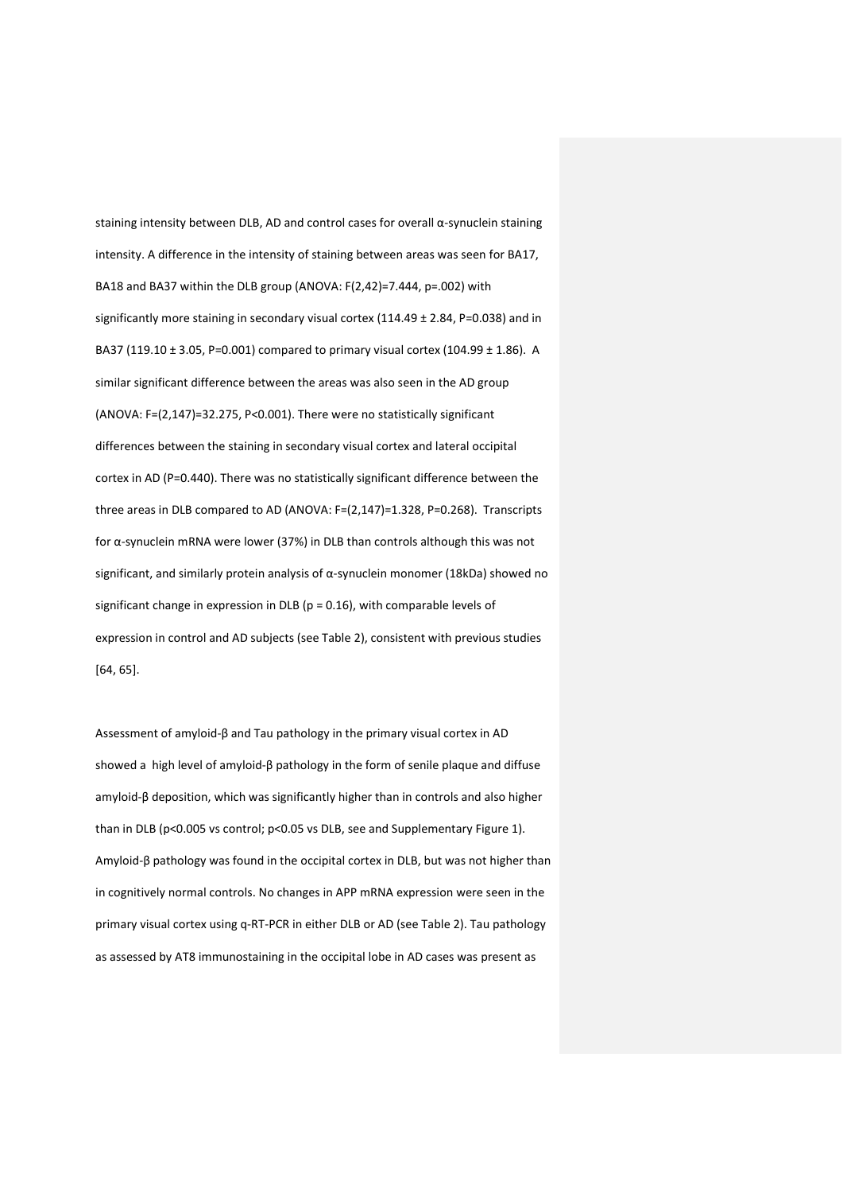staining intensity between DLB, AD and control cases for overall α-synuclein staining intensity. A difference in the intensity of staining between areas was seen for BA17, BA18 and BA37 within the DLB group (ANOVA: $F(2,42)=7.444$, $p=.002$) with significantly more staining in secondary visual cortex ($114.49 \pm 2.84$, $P=0.038$) and in BA37 ($119.10 \pm 3.05$, $P=0.001$) compared to primary visual cortex ($104.99 \pm 1.86$). A similar significant difference between the areas was also seen in the AD group (ANOVA: $F=(2,147)=32.275$, $P<0.001$). There were no statistically significant differences between the staining in secondary visual cortex and lateral occipital cortex in AD ($P=0.440$). There was no statistically significant difference between the three areas in DLB compared to AD (ANOVA: $F=(2,147)=1.328$, $P=0.268$). Transcripts for α-synuclein mRNA were lower (37%) in DLB than controls although this was not significant, and similarly protein analysis of α-synuclein monomer (18kDa) showed no significant change in expression in DLB ($p = 0.16$), with comparable levels of expression in control and AD subjects (see Table 2), consistent with previous studies [64, 65].

Assessment of amyloid-β and Tau pathology in the primary visual cortex in AD showed a high level of amyloid-β pathology in the form of senile plaque and diffuse amyloid-β deposition, which was significantly higher than in controls and also higher than in DLB ($p<0.005$ vs control; $p<0.05$ vs DLB, see and Supplementary Figure 1). Amyloid-β pathology was found in the occipital cortex in DLB, but was not higher than in cognitively normal controls. No changes in APP mRNA expression were seen in the primary visual cortex using q-RT-PCR in either DLB or AD (see Table 2). Tau pathology as assessed by AT8 immunostaining in the occipital lobe in AD cases was present as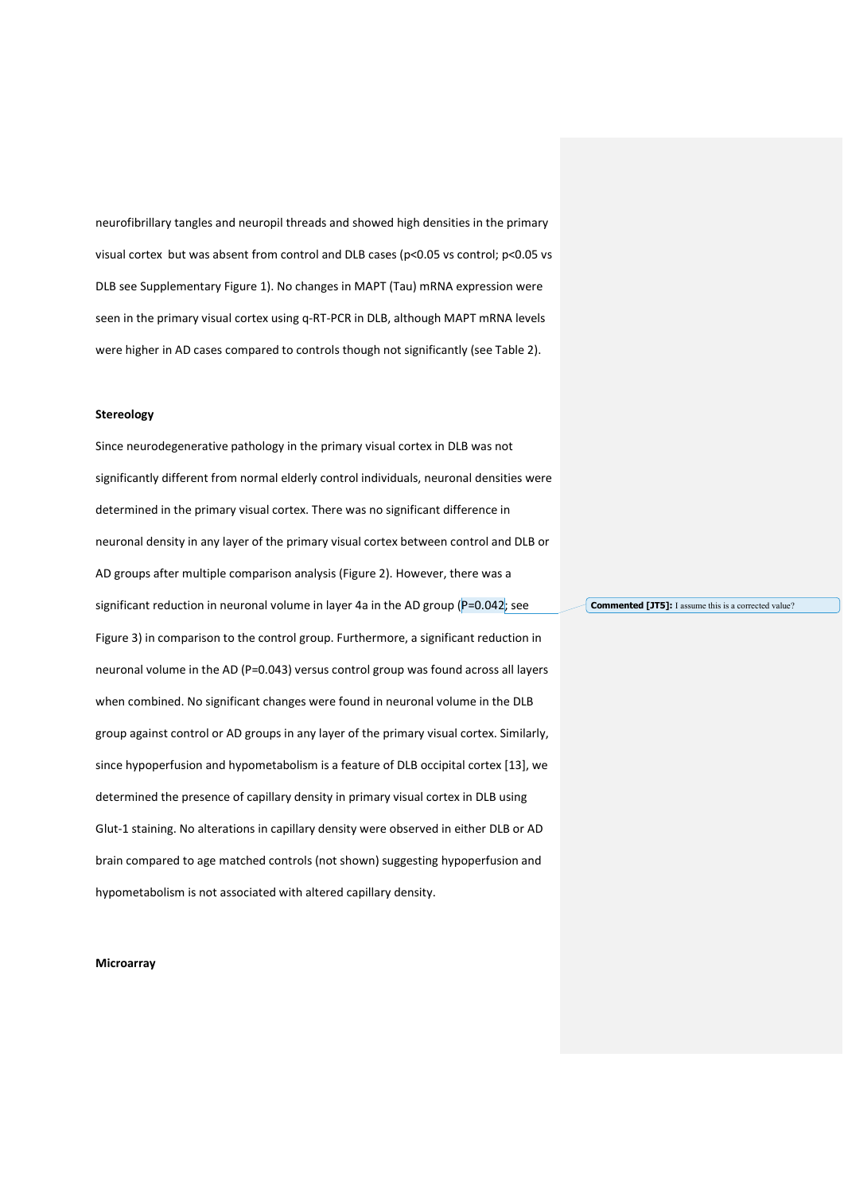neurofibrillary tangles and neuropil threads and showed high densities in the primary visual cortex but was absent from control and DLB cases ($p<0.05$ vs control; $p<0.05$ vs DLB see Supplementary Figure 1). No changes in MAPT (Tau) mRNA expression were seen in the primary visual cortex using q-RT-PCR in DLB, although MAPT mRNA levels were higher in AD cases compared to controls though not significantly (see Table 2).

**Stereology**

Since neurodegenerative pathology in the primary visual cortex in DLB was not significantly different from normal elderly control individuals, neuronal densities were determined in the primary visual cortex. There was no significant difference in neuronal density in any layer of the primary visual cortex between control and DLB or AD groups after multiple comparison analysis (Figure 2). However, there was a significant reduction in neuronal volume in layer 4a in the AD group ($P=0.042$; see Figure 3) in comparison to the control group. Furthermore, a significant reduction in neuronal volume in the AD ($P=0.043$) versus control group was found across all layers when combined. No significant changes were found in neuronal volume in the DLB group against control or AD groups in any layer of the primary visual cortex. Similarly, since hypoperfusion and hypometabolism is a feature of DLB occipital cortex [13], we determined the presence of capillary density in primary visual cortex in DLB using Glut-1 staining. No alterations in capillary density were observed in either DLB or AD brain compared to age matched controls (not shown) suggesting hypoperfusion and hypometabolism is not associated with altered capillary density.

**Commented [JT5]:** I assume this is a corrected value?

**Microarray**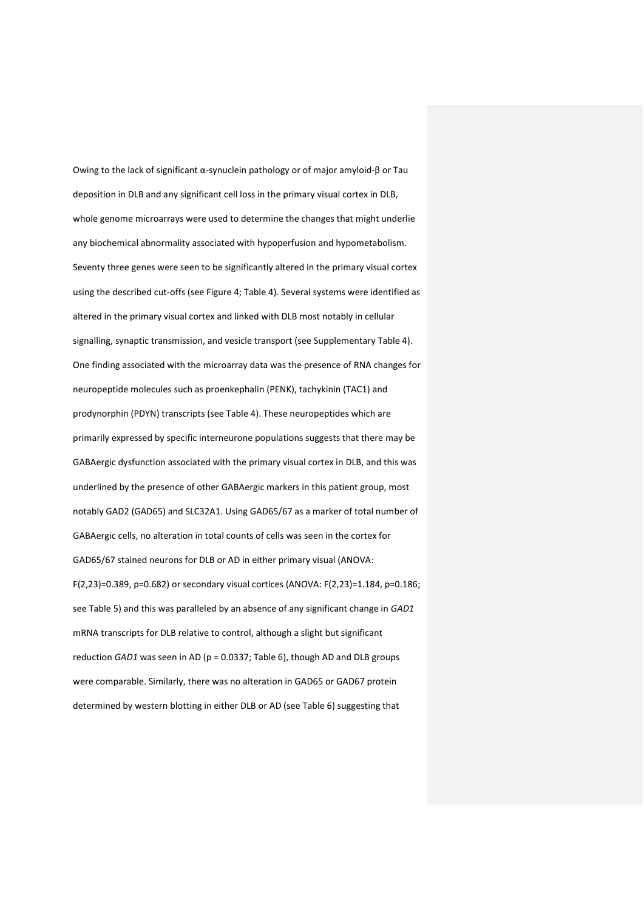Owing to the lack of significant α-synuclein pathology or of major amyloid-β or Tau deposition in DLB and any significant cell loss in the primary visual cortex in DLB, whole genome microarrays were used to determine the changes that might underlie any biochemical abnormality associated with hypoperfusion and hypometabolism. Seventy three genes were seen to be significantly altered in the primary visual cortex using the described cut-offs (see Figure 4; Table 4). Several systems were identified as altered in the primary visual cortex and linked with DLB most notably in cellular signalling, synaptic transmission, and vesicle transport (see Supplementary Table 4). One finding associated with the microarray data was the presence of RNA changes for neuropeptide molecules such as proenkephalin (PENK), tachykinin (TAC1) and prodynorphin (PDYN) transcripts (see Table 4). These neuropeptides which are primarily expressed by specific interneurone populations suggests that there may be GABAergic dysfunction associated with the primary visual cortex in DLB, and this was underlined by the presence of other GABAergic markers in this patient group, most notably GAD2 (GAD65) and SLC32A1. Using GAD65/67 as a marker of total number of GABAergic cells, no alteration in total counts of cells was seen in the cortex for GAD65/67 stained neurons for DLB or AD in either primary visual (ANOVA: $F(2,23)=0.389$, $p=0.682$) or secondary visual cortices (ANOVA: $F(2,23)=1.184$, $p=0.186$; see Table 5) and this was paralleled by an absence of any significant change in *GAD1* mRNA transcripts for DLB relative to control, although a slight but significant reduction *GAD1* was seen in AD ($p = 0.0337$; Table 6), though AD and DLB groups were comparable. Similarly, there was no alteration in GAD65 or GAD67 protein determined by western blotting in either DLB or AD (see Table 6) suggesting that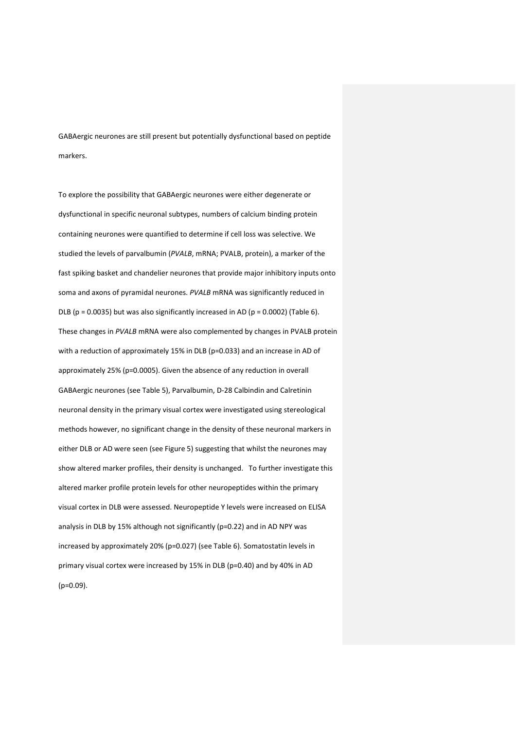GABAergic neurones are still present but potentially dysfunctional based on peptide markers.

To explore the possibility that GABAergic neurones were either degenerate or dysfunctional in specific neuronal subtypes, numbers of calcium binding protein containing neurones were quantified to determine if cell loss was selective. We studied the levels of parvalbumin (*PVALB*, mRNA; PVALB, protein), a marker of the fast spiking basket and chandelier neurones that provide major inhibitory inputs onto soma and axons of pyramidal neurones. *PVALB* mRNA was significantly reduced in DLB ($p = 0.0035$) but was also significantly increased in AD ($p = 0.0002$) (Table 6). These changes in *PVALB* mRNA were also complemented by changes in PVALB protein with a reduction of approximately 15% in DLB ($p=0.033$) and an increase in AD of approximately 25% ($p=0.0005$). Given the absence of any reduction in overall GABAergic neurones (see Table 5), Parvalbumin, D-28 Calbindin and Calretinin neuronal density in the primary visual cortex were investigated using stereological methods however, no significant change in the density of these neuronal markers in either DLB or AD were seen (see Figure 5) suggesting that whilst the neurones may show altered marker profiles, their density is unchanged. To further investigate this altered marker profile protein levels for other neuropeptides within the primary visual cortex in DLB were assessed. Neuropeptide Y levels were increased on ELISA analysis in DLB by 15% although not significantly ($p=0.22$) and in AD NPY was increased by approximately 20% ($p=0.027$) (see Table 6). Somatostatin levels in primary visual cortex were increased by 15% in DLB ($p=0.40$) and by 40% in AD ($p=0.09$).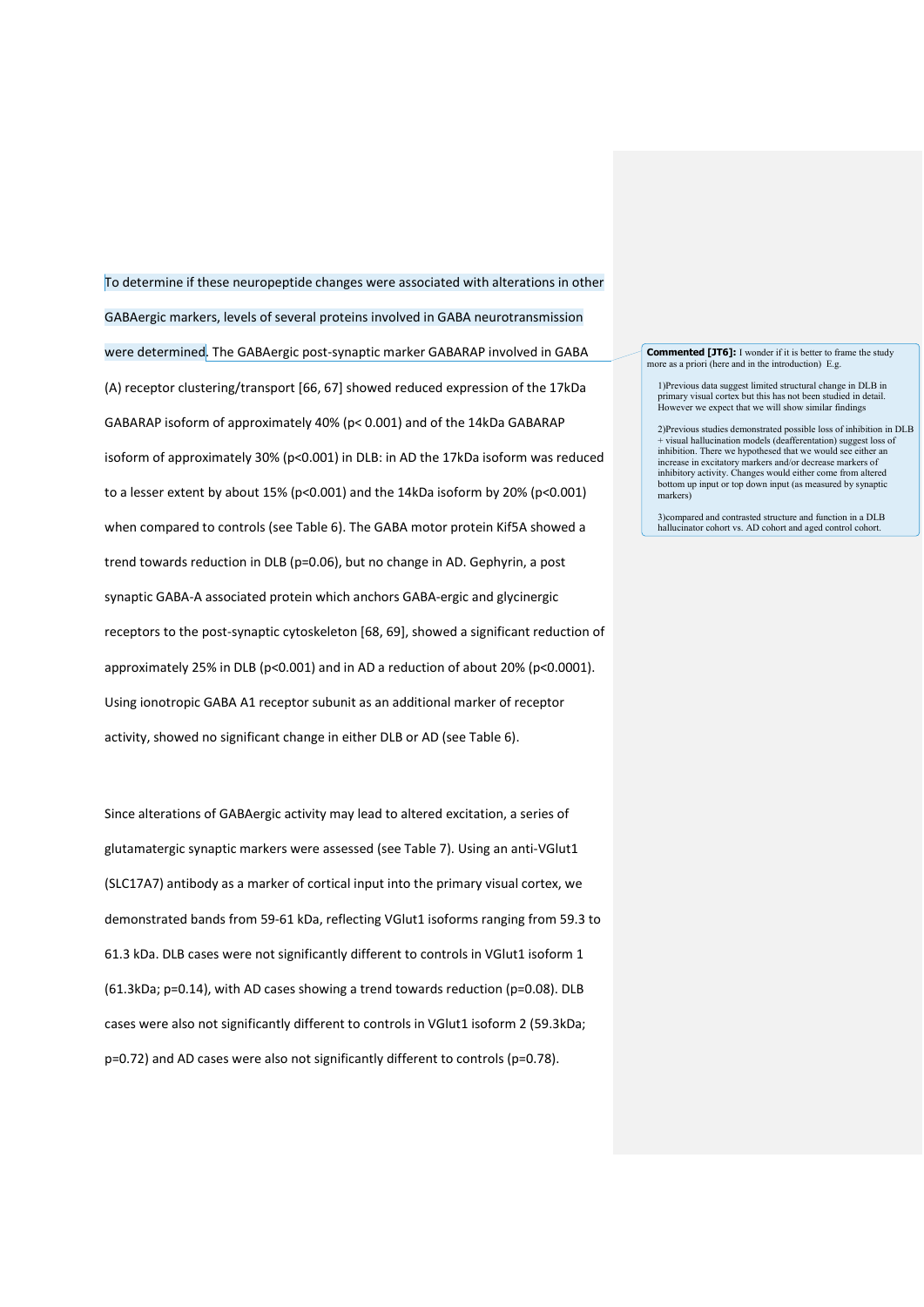To determine if these neuropeptide changes were associated with alterations in other GABAergic markers, levels of several proteins involved in GABA neurotransmission were determined. The GABAergic post-synaptic marker GABARAP involved in GABA (A) receptor clustering/transport [66, 67] showed reduced expression of the 17kDa GABARAP isoform of approximately 40% ($p < 0.001$) and of the 14kDa GABARAP isoform of approximately 30% ($p<0.001$) in DLB: in AD the 17kDa isoform was reduced to a lesser extent by about 15% ($p<0.001$) and the 14kDa isoform by 20% ($p<0.001$) when compared to controls (see Table 6). The GABA motor protein Kif5A showed a trend towards reduction in DLB ($p=0.06$), but no change in AD. Gephyrin, a post synaptic GABA-A associated protein which anchors GABA-ergic and glycinergic receptors to the post-synaptic cytoskeleton [68, 69], showed a significant reduction of approximately 25% in DLB ($p<0.001$) and in AD a reduction of about 20% ($p<0.0001$). Using ionotropic GABA A1 receptor subunit as an additional marker of receptor activity, showed no significant change in either DLB or AD (see Table 6).

> **Commented [JT6]:** I wonder if it is better to frame the study more as a priori (here and in the introduction) E.g.
>
> 1)Previous data suggest limited structural change in DLB in primary visual cortex but this has not been studied in detail. However we expect that we will show similar findings
>
> 2)Previous studies demonstrated possible loss of inhibition in DLB + visual hallucination models (deafferentation) suggest loss of inhibition. There we hypothesed that we would see either an increase in excitatory markers and/or decrease markers of inhibitory activity. Changes would either come from altered bottom up input or top down input (as measured by synaptic markers)
>
> 3)compared and contrasted structure and function in a DLB hallucinator cohort vs. AD cohort and aged control cohort.

Since alterations of GABAergic activity may lead to altered excitation, a series of glutamatergic synaptic markers were assessed (see Table 7). Using an anti-VGlut1 (SLC17A7) antibody as a marker of cortical input into the primary visual cortex, we demonstrated bands from 59-61 kDa, reflecting VGlut1 isoforms ranging from 59.3 to 61.3 kDa. DLB cases were not significantly different to controls in VGlut1 isoform 1 (61.3kDa; $p=0.14$), with AD cases showing a trend towards reduction ($p=0.08$). DLB cases were also not significantly different to controls in VGlut1 isoform 2 (59.3kDa; $p=0.72$) and AD cases were also not significantly different to controls ($p=0.78$).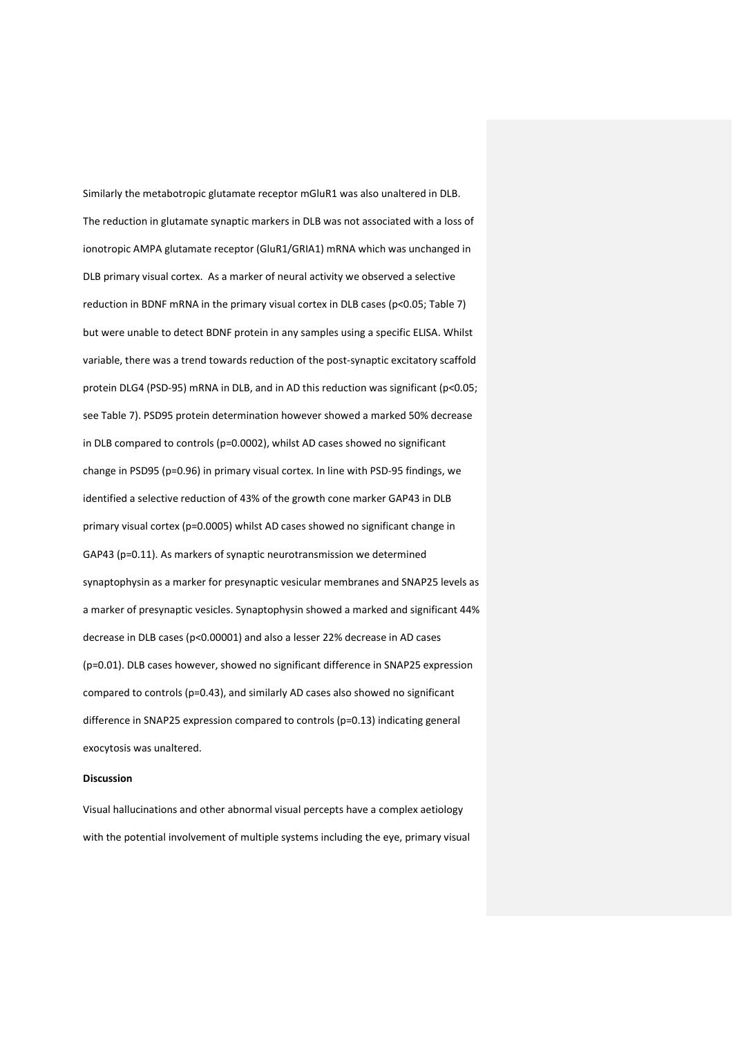Similarly the metabotropic glutamate receptor mGluR1 was also unaltered in DLB. The reduction in glutamate synaptic markers in DLB was not associated with a loss of ionotropic AMPA glutamate receptor (GluR1/GRIA1) mRNA which was unchanged in DLB primary visual cortex. As a marker of neural activity we observed a selective reduction in BDNF mRNA in the primary visual cortex in DLB cases ($p<0.05$; Table 7) but were unable to detect BDNF protein in any samples using a specific ELISA. Whilst variable, there was a trend towards reduction of the post-synaptic excitatory scaffold protein DLG4 (PSD-95) mRNA in DLB, and in AD this reduction was significant ($p<0.05$; see Table 7). PSD95 protein determination however showed a marked 50% decrease in DLB compared to controls ($p=0.0002$), whilst AD cases showed no significant change in PSD95 ($p=0.96$) in primary visual cortex. In line with PSD-95 findings, we identified a selective reduction of 43% of the growth cone marker GAP43 in DLB primary visual cortex ($p=0.0005$) whilst AD cases showed no significant change in GAP43 ($p=0.11$). As markers of synaptic neurotransmission we determined synaptophysin as a marker for presynaptic vesicular membranes and SNAP25 levels as a marker of presynaptic vesicles. Synaptophysin showed a marked and significant 44% decrease in DLB cases ($p<0.00001$) and also a lesser 22% decrease in AD cases ($p=0.01$). DLB cases however, showed no significant difference in SNAP25 expression compared to controls ($p=0.43$), and similarly AD cases also showed no significant difference in SNAP25 expression compared to controls ($p=0.13$) indicating general exocytosis was unaltered.

**Discussion**

Visual hallucinations and other abnormal visual percepts have a complex aetiology with the potential involvement of multiple systems including the eye, primary visual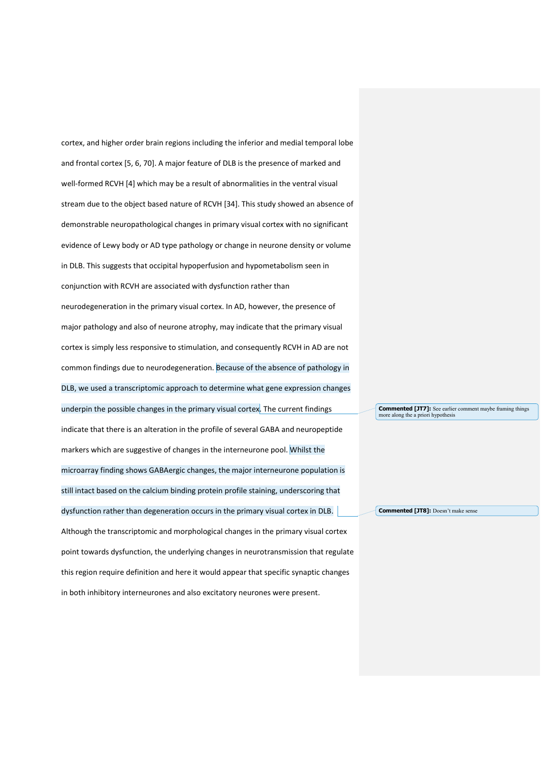cortex, and higher order brain regions including the inferior and medial temporal lobe and frontal cortex [5, 6, 70]. A major feature of DLB is the presence of marked and well-formed RCVH [4] which may be a result of abnormalities in the ventral visual stream due to the object based nature of RCVH [34]. This study showed an absence of demonstrable neuropathological changes in primary visual cortex with no significant evidence of Lewy body or AD type pathology or change in neurone density or volume in DLB. This suggests that occipital hypoperfusion and hypometabolism seen in conjunction with RCVH are associated with dysfunction rather than neurodegeneration in the primary visual cortex. In AD, however, the presence of major pathology and also of neurone atrophy, may indicate that the primary visual cortex is simply less responsive to stimulation, and consequently RCVH in AD are not common findings due to neurodegeneration. Because of the absence of pathology in DLB, we used a transcriptomic approach to determine what gene expression changes underpin the possible changes in the primary visual cortex. The current findings indicate that there is an alteration in the profile of several GABA and neuropeptide markers which are suggestive of changes in the interneurone pool. Whilst the microarray finding shows GABAergic changes, the major interneurone population is still intact based on the calcium binding protein profile staining, underscoring that dysfunction rather than degeneration occurs in the primary visual cortex in DLB. Although the transcriptomic and morphological changes in the primary visual cortex point towards dysfunction, the underlying changes in neurotransmission that regulate this region require definition and here it would appear that specific synaptic changes in both inhibitory interneurones and also excitatory neurones were present.

**Commented [JT7]:** See earlier comment maybe framing things more along the a priori hypothesis

**Commented [JT8]:** Doesn't make sense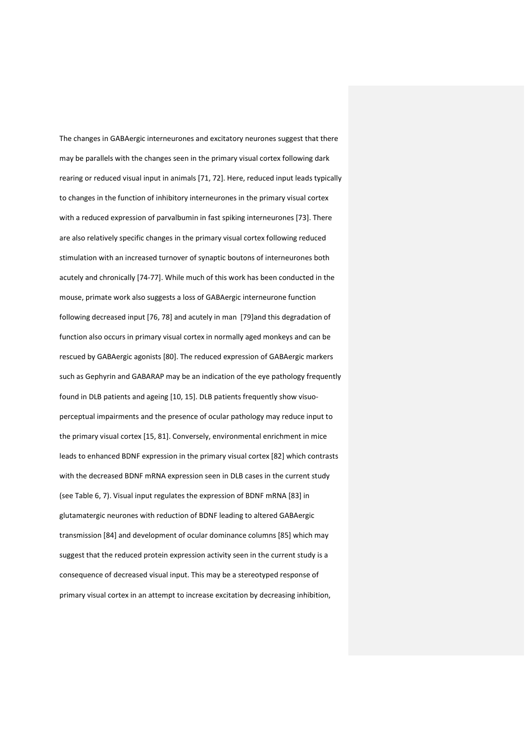The changes in GABAergic interneurones and excitatory neurones suggest that there may be parallels with the changes seen in the primary visual cortex following dark rearing or reduced visual input in animals [71, 72]. Here, reduced input leads typically to changes in the function of inhibitory interneurones in the primary visual cortex with a reduced expression of parvalbumin in fast spiking interneurones [73]. There are also relatively specific changes in the primary visual cortex following reduced stimulation with an increased turnover of synaptic boutons of interneurones both acutely and chronically [74-77]. While much of this work has been conducted in the mouse, primate work also suggests a loss of GABAergic interneurone function following decreased input [76, 78] and acutely in man [79]and this degradation of function also occurs in primary visual cortex in normally aged monkeys and can be rescued by GABAergic agonists [80]. The reduced expression of GABAergic markers such as Gephyrin and GABARAP may be an indication of the eye pathology frequently found in DLB patients and ageing [10, 15]. DLB patients frequently show visuo-perceptual impairments and the presence of ocular pathology may reduce input to the primary visual cortex [15, 81]. Conversely, environmental enrichment in mice leads to enhanced BDNF expression in the primary visual cortex [82] which contrasts with the decreased BDNF mRNA expression seen in DLB cases in the current study (see Table 6, 7). Visual input regulates the expression of BDNF mRNA [83] in glutamatergic neurones with reduction of BDNF leading to altered GABAergic transmission [84] and development of ocular dominance columns [85] which may suggest that the reduced protein expression activity seen in the current study is a consequence of decreased visual input. This may be a stereotyped response of primary visual cortex in an attempt to increase excitation by decreasing inhibition,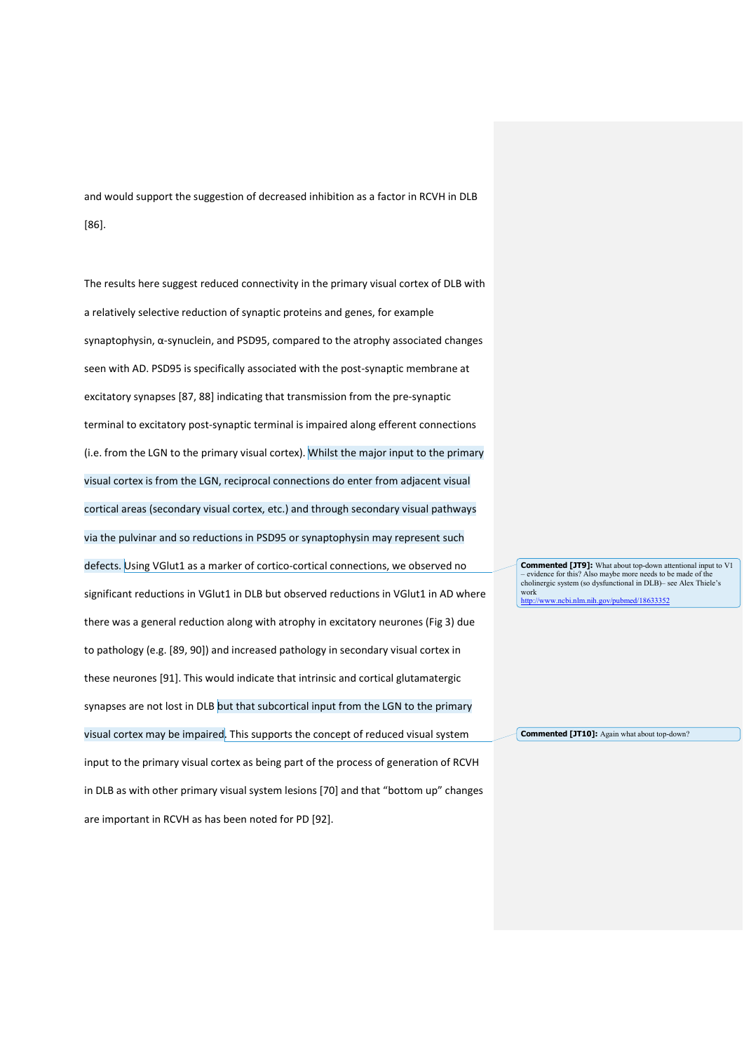and would support the suggestion of decreased inhibition as a factor in RCVH in DLB [86].

The results here suggest reduced connectivity in the primary visual cortex of DLB with a relatively selective reduction of synaptic proteins and genes, for example synaptophysin, α-synuclein, and PSD95, compared to the atrophy associated changes seen with AD. PSD95 is specifically associated with the post-synaptic membrane at excitatory synapses [87, 88] indicating that transmission from the pre-synaptic terminal to excitatory post-synaptic terminal is impaired along efferent connections (i.e. from the LGN to the primary visual cortex). Whilst the major input to the primary visual cortex is from the LGN, reciprocal connections do enter from adjacent visual cortical areas (secondary visual cortex, etc.) and through secondary visual pathways via the pulvinar and so reductions in PSD95 or synaptophysin may represent such defects. Using VGlut1 as a marker of cortico-cortical connections, we observed no significant reductions in VGlut1 in DLB but observed reductions in VGlut1 in AD where there was a general reduction along with atrophy in excitatory neurones (Fig 3) due to pathology (e.g. [89, 90]) and increased pathology in secondary visual cortex in these neurones [91]. This would indicate that intrinsic and cortical glutamatergic synapses are not lost in DLB but that subcortical input from the LGN to the primary visual cortex may be impaired. This supports the concept of reduced visual system input to the primary visual cortex as being part of the process of generation of RCVH in DLB as with other primary visual system lesions [70] and that "bottom up" changes are important in RCVH as has been noted for PD [92].

**Commented [JT9]:** What about top-down attentional input to V1 – evidence for this? Also maybe more needs to be made of the cholinergic system (so dysfunctional in DLB)– see Alex Thiele's work http://www.ncbi.nlm.nih.gov/pubmed/18633352

**Commented [JT10]:** Again what about top-down?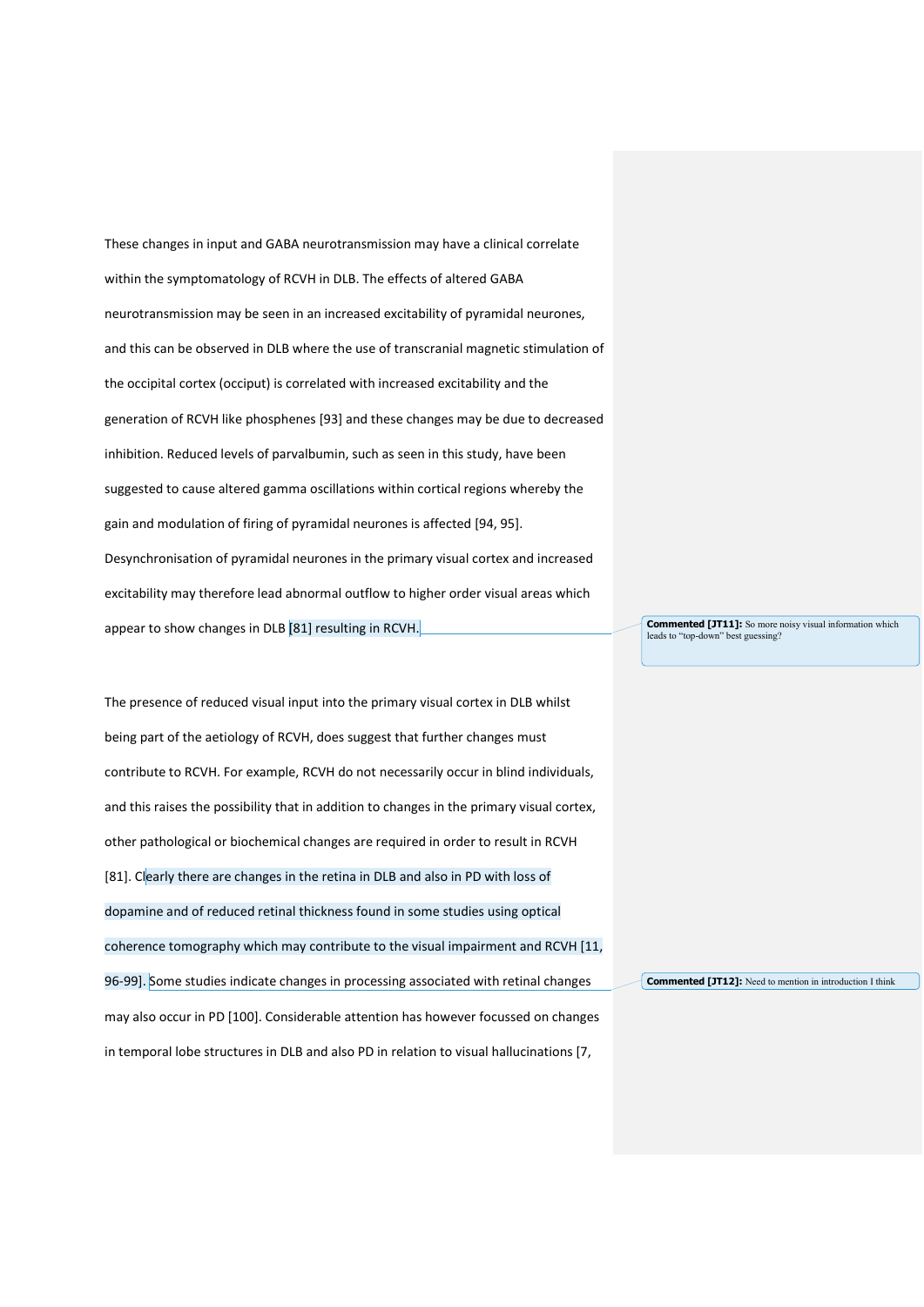These changes in input and GABA neurotransmission may have a clinical correlate within the symptomatology of RCVH in DLB. The effects of altered GABA neurotransmission may be seen in an increased excitability of pyramidal neurones, and this can be observed in DLB where the use of transcranial magnetic stimulation of the occipital cortex (occiput) is correlated with increased excitability and the generation of RCVH like phosphenes [93] and these changes may be due to decreased inhibition. Reduced levels of parvalbumin, such as seen in this study, have been suggested to cause altered gamma oscillations within cortical regions whereby the gain and modulation of firing of pyramidal neurones is affected [94, 95]. Desynchronisation of pyramidal neurones in the primary visual cortex and increased excitability may therefore lead abnormal outflow to higher order visual areas which appear to show changes in DLB [81] resulting in RCVH.

**Commented [JT11]:** So more noisy visual information which leads to "top-down" best guessing?

The presence of reduced visual input into the primary visual cortex in DLB whilst being part of the aetiology of RCVH, does suggest that further changes must contribute to RCVH. For example, RCVH do not necessarily occur in blind individuals, and this raises the possibility that in addition to changes in the primary visual cortex, other pathological or biochemical changes are required in order to result in RCVH [81]. Clearly there are changes in the retina in DLB and also in PD with loss of dopamine and of reduced retinal thickness found in some studies using optical coherence tomography which may contribute to the visual impairment and RCVH [11, 96-99]. Some studies indicate changes in processing associated with retinal changes may also occur in PD [100]. Considerable attention has however focussed on changes in temporal lobe structures in DLB and also PD in relation to visual hallucinations [7,

**Commented [JT12]:** Need to mention in introduction I think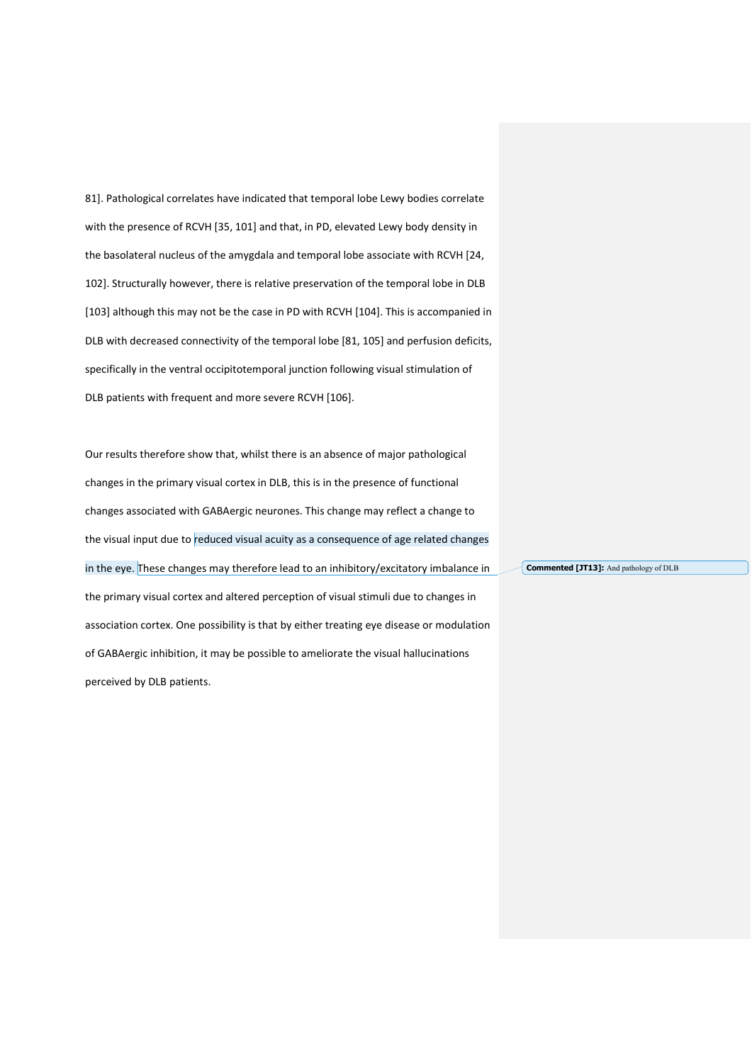81]. Pathological correlates have indicated that temporal lobe Lewy bodies correlate with the presence of RCVH [35, 101] and that, in PD, elevated Lewy body density in the basolateral nucleus of the amygdala and temporal lobe associate with RCVH [24, 102]. Structurally however, there is relative preservation of the temporal lobe in DLB [103] although this may not be the case in PD with RCVH [104]. This is accompanied in DLB with decreased connectivity of the temporal lobe [81, 105] and perfusion deficits, specifically in the ventral occipitotemporal junction following visual stimulation of DLB patients with frequent and more severe RCVH [106].

Our results therefore show that, whilst there is an absence of major pathological changes in the primary visual cortex in DLB, this is in the presence of functional changes associated with GABAergic neurones. This change may reflect a change to the visual input due to reduced visual acuity as a consequence of age related changes in the eye. These changes may therefore lead to an inhibitory/excitatory imbalance in the primary visual cortex and altered perception of visual stimuli due to changes in association cortex. One possibility is that by either treating eye disease or modulation of GABAergic inhibition, it may be possible to ameliorate the visual hallucinations perceived by DLB patients.

**Commented [JT13]:** And pathology of DLB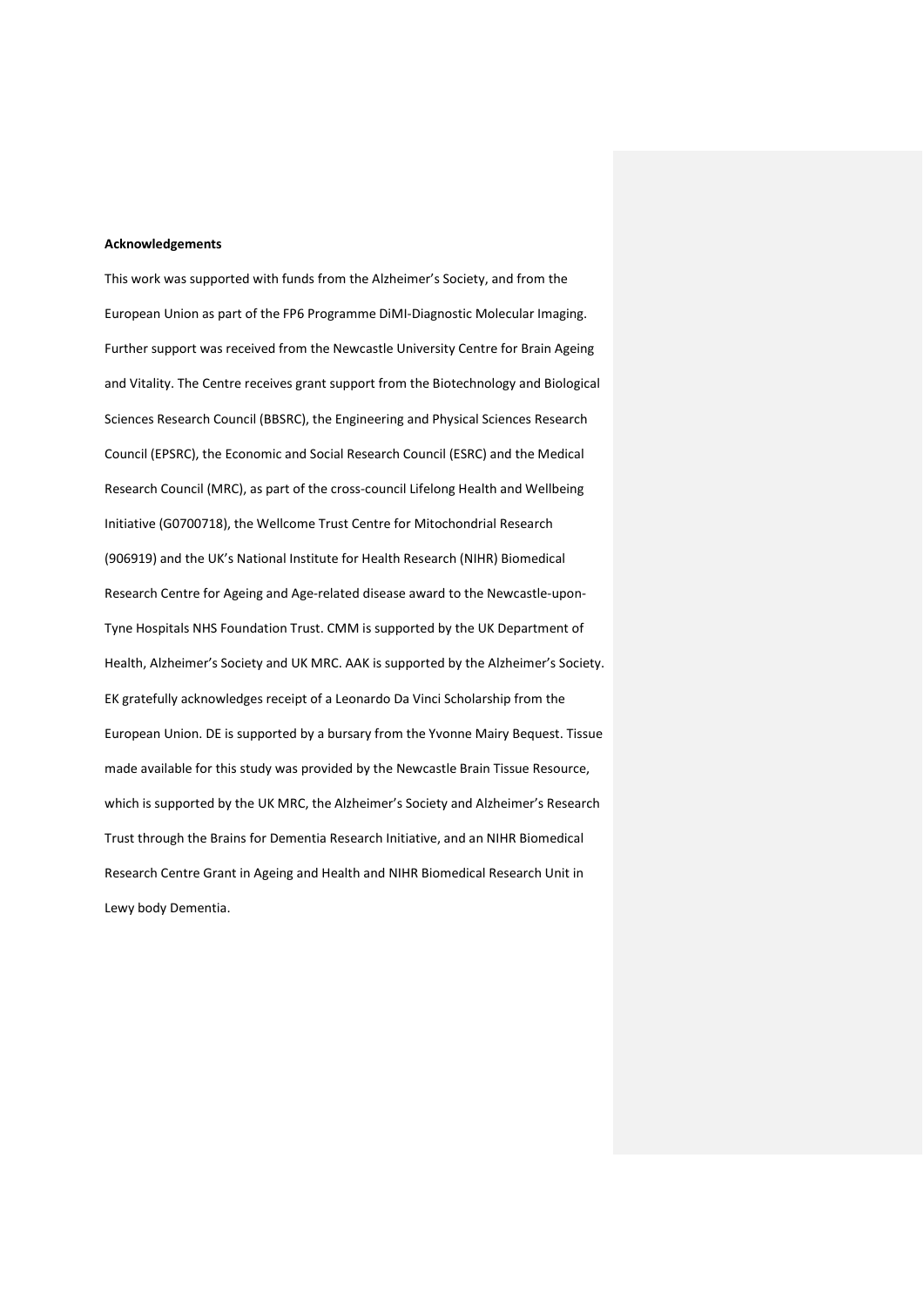**Acknowledgements**

This work was supported with funds from the Alzheimer's Society, and from the European Union as part of the FP6 Programme DiMI-Diagnostic Molecular Imaging. Further support was received from the Newcastle University Centre for Brain Ageing and Vitality. The Centre receives grant support from the Biotechnology and Biological Sciences Research Council (BBSRC), the Engineering and Physical Sciences Research Council (EPSRC), the Economic and Social Research Council (ESRC) and the Medical Research Council (MRC), as part of the cross-council Lifelong Health and Wellbeing Initiative (G0700718), the Wellcome Trust Centre for Mitochondrial Research (906919) and the UK's National Institute for Health Research (NIHR) Biomedical Research Centre for Ageing and Age-related disease award to the Newcastle-upon-Tyne Hospitals NHS Foundation Trust. CMM is supported by the UK Department of Health, Alzheimer's Society and UK MRC. AAK is supported by the Alzheimer's Society. EK gratefully acknowledges receipt of a Leonardo Da Vinci Scholarship from the European Union. DE is supported by a bursary from the Yvonne Mairy Bequest. Tissue made available for this study was provided by the Newcastle Brain Tissue Resource, which is supported by the UK MRC, the Alzheimer's Society and Alzheimer's Research Trust through the Brains for Dementia Research Initiative, and an NIHR Biomedical Research Centre Grant in Ageing and Health and NIHR Biomedical Research Unit in Lewy body Dementia.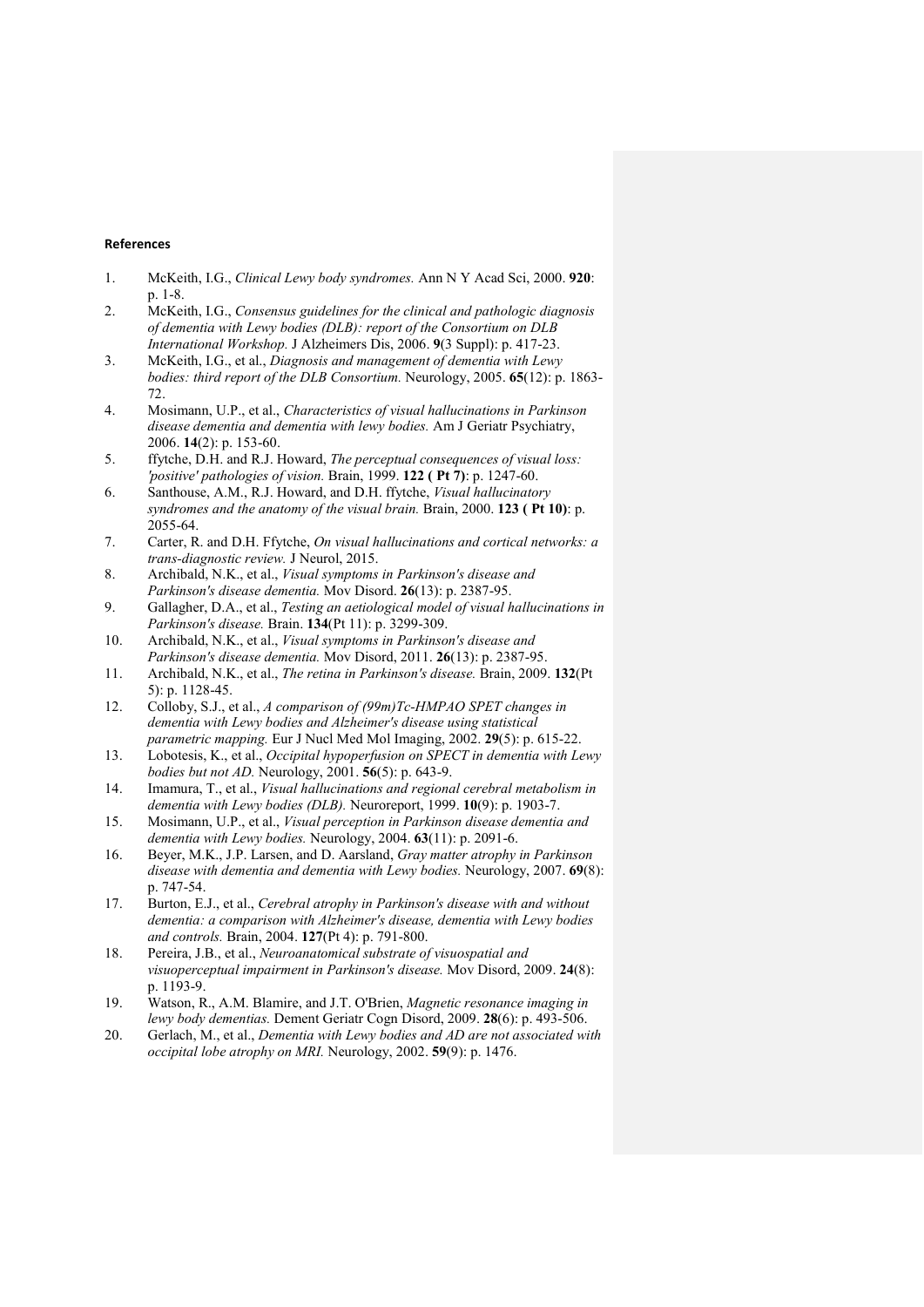**References**

1. McKeith, I.G., *Clinical Lewy body syndromes.* Ann N Y Acad Sci, 2000. **920**: p. 1-8.
2. McKeith, I.G., *Consensus guidelines for the clinical and pathologic diagnosis of dementia with Lewy bodies (DLB): report of the Consortium on DLB International Workshop.* J Alzheimers Dis, 2006. **9**(3 Suppl): p. 417-23.
3. McKeith, I.G., et al., *Diagnosis and management of dementia with Lewy bodies: third report of the DLB Consortium.* Neurology, 2005. **65**(12): p. 1863-72.
4. Mosimann, U.P., et al., *Characteristics of visual hallucinations in Parkinson disease dementia and dementia with lewy bodies.* Am J Geriatr Psychiatry, 2006. **14**(2): p. 153-60.
5. ffytche, D.H. and R.J. Howard, *The perceptual consequences of visual loss: 'positive' pathologies of vision.* Brain, 1999. **122 ( Pt 7)**: p. 1247-60.
6. Santhouse, A.M., R.J. Howard, and D.H. ffytche, *Visual hallucinatory syndromes and the anatomy of the visual brain.* Brain, 2000. **123 ( Pt 10)**: p. 2055-64.
7. Carter, R. and D.H. Ffytche, *On visual hallucinations and cortical networks: a trans-diagnostic review.* J Neurol, 2015.
8. Archibald, N.K., et al., *Visual symptoms in Parkinson's disease and Parkinson's disease dementia.* Mov Disord. **26**(13): p. 2387-95.
9. Gallagher, D.A., et al., *Testing an aetiological model of visual hallucinations in Parkinson's disease.* Brain. **134**(Pt 11): p. 3299-309.
10. Archibald, N.K., et al., *Visual symptoms in Parkinson's disease and Parkinson's disease dementia.* Mov Disord, 2011. **26**(13): p. 2387-95.
11. Archibald, N.K., et al., *The retina in Parkinson's disease.* Brain, 2009. **132**(Pt 5): p. 1128-45.
12. Colloby, S.J., et al., *A comparison of (99m)Tc-HMPAO SPET changes in dementia with Lewy bodies and Alzheimer's disease using statistical parametric mapping.* Eur J Nucl Med Mol Imaging, 2002. **29**(5): p. 615-22.
13. Lobotesis, K., et al., *Occipital hypoperfusion on SPECT in dementia with Lewy bodies but not AD.* Neurology, 2001. **56**(5): p. 643-9.
14. Imamura, T., et al., *Visual hallucinations and regional cerebral metabolism in dementia with Lewy bodies (DLB).* Neuroreport, 1999. **10**(9): p. 1903-7.
15. Mosimann, U.P., et al., *Visual perception in Parkinson disease dementia and dementia with Lewy bodies.* Neurology, 2004. **63**(11): p. 2091-6.
16. Beyer, M.K., J.P. Larsen, and D. Aarsland, *Gray matter atrophy in Parkinson disease with dementia and dementia with Lewy bodies.* Neurology, 2007. **69**(8): p. 747-54.
17. Burton, E.J., et al., *Cerebral atrophy in Parkinson's disease with and without dementia: a comparison with Alzheimer's disease, dementia with Lewy bodies and controls.* Brain, 2004. **127**(Pt 4): p. 791-800.
18. Pereira, J.B., et al., *Neuroanatomical substrate of visuospatial and visuoperceptual impairment in Parkinson's disease.* Mov Disord, 2009. **24**(8): p. 1193-9.
19. Watson, R., A.M. Blamire, and J.T. O'Brien, *Magnetic resonance imaging in lewy body dementias.* Dement Geriatr Cogn Disord, 2009. **28**(6): p. 493-506.
20. Gerlach, M., et al., *Dementia with Lewy bodies and AD are not associated with occipital lobe atrophy on MRI.* Neurology, 2002. **59**(9): p. 1476.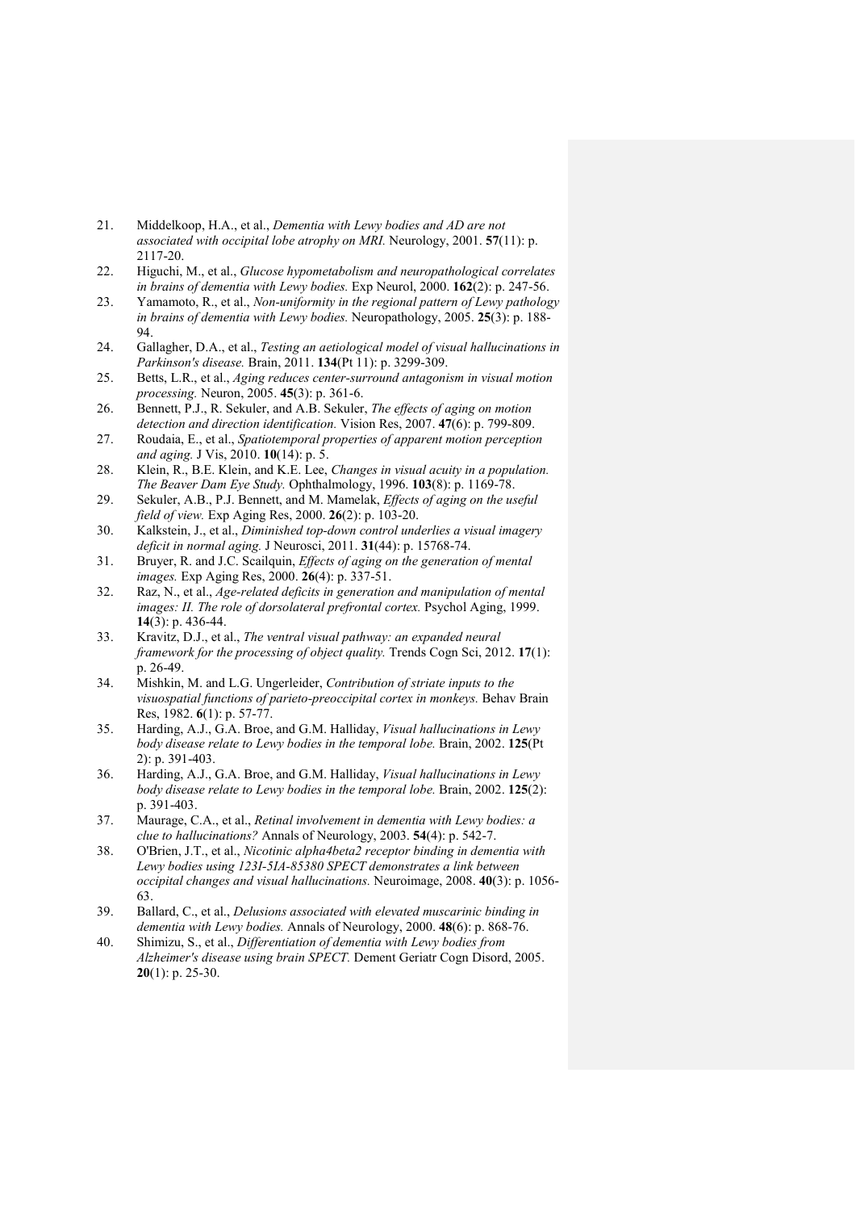21. Middelkoop, H.A., et al., *Dementia with Lewy bodies and AD are not associated with occipital lobe atrophy on MRI.* Neurology, 2001. **57**(11): p. 2117-20.
22. Higuchi, M., et al., *Glucose hypometabolism and neuropathological correlates in brains of dementia with Lewy bodies.* Exp Neurol, 2000. **162**(2): p. 247-56.
23. Yamamoto, R., et al., *Non-uniformity in the regional pattern of Lewy pathology in brains of dementia with Lewy bodies.* Neuropathology, 2005. **25**(3): p. 188-94.
24. Gallagher, D.A., et al., *Testing an aetiological model of visual hallucinations in Parkinson's disease.* Brain, 2011. **134**(Pt 11): p. 3299-309.
25. Betts, L.R., et al., *Aging reduces center-surround antagonism in visual motion processing.* Neuron, 2005. **45**(3): p. 361-6.
26. Bennett, P.J., R. Sekuler, and A.B. Sekuler, *The effects of aging on motion detection and direction identification.* Vision Res, 2007. **47**(6): p. 799-809.
27. Roudaia, E., et al., *Spatiotemporal properties of apparent motion perception and aging.* J Vis, 2010. **10**(14): p. 5.
28. Klein, R., B.E. Klein, and K.E. Lee, *Changes in visual acuity in a population. The Beaver Dam Eye Study.* Ophthalmology, 1996. **103**(8): p. 1169-78.
29. Sekuler, A.B., P.J. Bennett, and M. Mamelak, *Effects of aging on the useful field of view.* Exp Aging Res, 2000. **26**(2): p. 103-20.
30. Kalkstein, J., et al., *Diminished top-down control underlies a visual imagery deficit in normal aging.* J Neurosci, 2011. **31**(44): p. 15768-74.
31. Bruyer, R. and J.C. Scailquin, *Effects of aging on the generation of mental images.* Exp Aging Res, 2000. **26**(4): p. 337-51.
32. Raz, N., et al., *Age-related deficits in generation and manipulation of mental images: II. The role of dorsolateral prefrontal cortex.* Psychol Aging, 1999. **14**(3): p. 436-44.
33. Kravitz, D.J., et al., *The ventral visual pathway: an expanded neural framework for the processing of object quality.* Trends Cogn Sci, 2012. **17**(1): p. 26-49.
34. Mishkin, M. and L.G. Ungerleider, *Contribution of striate inputs to the visuospatial functions of parieto-preoccipital cortex in monkeys.* Behav Brain Res, 1982. **6**(1): p. 57-77.
35. Harding, A.J., G.A. Broe, and G.M. Halliday, *Visual hallucinations in Lewy body disease relate to Lewy bodies in the temporal lobe.* Brain, 2002. **125**(Pt 2): p. 391-403.
36. Harding, A.J., G.A. Broe, and G.M. Halliday, *Visual hallucinations in Lewy body disease relate to Lewy bodies in the temporal lobe.* Brain, 2002. **125**(2): p. 391-403.
37. Maurage, C.A., et al., *Retinal involvement in dementia with Lewy bodies: a clue to hallucinations?* Annals of Neurology, 2003. **54**(4): p. 542-7.
38. O'Brien, J.T., et al., *Nicotinic alpha4beta2 receptor binding in dementia with Lewy bodies using 123I-5IA-85380 SPECT demonstrates a link between occipital changes and visual hallucinations.* Neuroimage, 2008. **40**(3): p. 1056-63.
39. Ballard, C., et al., *Delusions associated with elevated muscarinic binding in dementia with Lewy bodies.* Annals of Neurology, 2000. **48**(6): p. 868-76.
40. Shimizu, S., et al., *Differentiation of dementia with Lewy bodies from Alzheimer's disease using brain SPECT.* Dement Geriatr Cogn Disord, 2005. **20**(1): p. 25-30.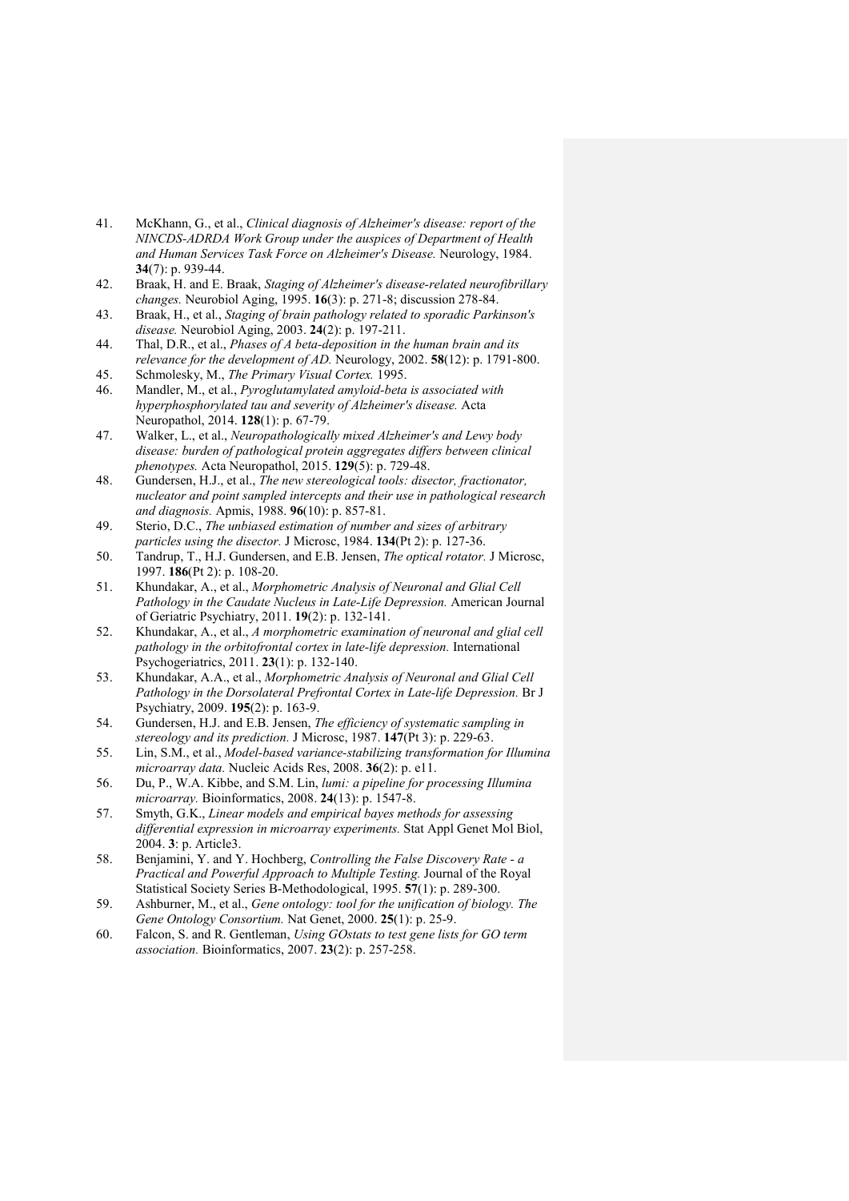41. McKhann, G., et al., *Clinical diagnosis of Alzheimer's disease: report of the NINCDS-ADRDA Work Group under the auspices of Department of Health and Human Services Task Force on Alzheimer's Disease.* Neurology, 1984. **34**(7): p. 939-44.
42. Braak, H. and E. Braak, *Staging of Alzheimer's disease-related neurofibrillary changes.* Neurobiol Aging, 1995. **16**(3): p. 271-8; discussion 278-84.
43. Braak, H., et al., *Staging of brain pathology related to sporadic Parkinson's disease.* Neurobiol Aging, 2003. **24**(2): p. 197-211.
44. Thal, D.R., et al., *Phases of A beta-deposition in the human brain and its relevance for the development of AD.* Neurology, 2002. **58**(12): p. 1791-800.
45. Schmolesky, M., *The Primary Visual Cortex.* 1995.
46. Mandler, M., et al., *Pyroglutamylated amyloid-beta is associated with hyperphosphorylated tau and severity of Alzheimer's disease.* Acta Neuropathol, 2014. **128**(1): p. 67-79.
47. Walker, L., et al., *Neuropathologically mixed Alzheimer's and Lewy body disease: burden of pathological protein aggregates differs between clinical phenotypes.* Acta Neuropathol, 2015. **129**(5): p. 729-48.
48. Gundersen, H.J., et al., *The new stereological tools: disector, fractionator, nucleator and point sampled intercepts and their use in pathological research and diagnosis.* Apmis, 1988. **96**(10): p. 857-81.
49. Sterio, D.C., *The unbiased estimation of number and sizes of arbitrary particles using the disector.* J Microsc, 1984. **134**(Pt 2): p. 127-36.
50. Tandrup, T., H.J. Gundersen, and E.B. Jensen, *The optical rotator.* J Microsc, 1997. **186**(Pt 2): p. 108-20.
51. Khundakar, A., et al., *Morphometric Analysis of Neuronal and Glial Cell Pathology in the Caudate Nucleus in Late-Life Depression.* American Journal of Geriatric Psychiatry, 2011. **19**(2): p. 132-141.
52. Khundakar, A., et al., *A morphometric examination of neuronal and glial cell pathology in the orbitofrontal cortex in late-life depression.* International Psychogeriatrics, 2011. **23**(1): p. 132-140.
53. Khundakar, A.A., et al., *Morphometric Analysis of Neuronal and Glial Cell Pathology in the Dorsolateral Prefrontal Cortex in Late-life Depression.* Br J Psychiatry, 2009. **195**(2): p. 163-9.
54. Gundersen, H.J. and E.B. Jensen, *The efficiency of systematic sampling in stereology and its prediction.* J Microsc, 1987. **147**(Pt 3): p. 229-63.
55. Lin, S.M., et al., *Model-based variance-stabilizing transformation for Illumina microarray data.* Nucleic Acids Res, 2008. **36**(2): p. e11.
56. Du, P., W.A. Kibbe, and S.M. Lin, *lumi: a pipeline for processing Illumina microarray.* Bioinformatics, 2008. **24**(13): p. 1547-8.
57. Smyth, G.K., *Linear models and empirical bayes methods for assessing differential expression in microarray experiments.* Stat Appl Genet Mol Biol, 2004. **3**: p. Article3.
58. Benjamini, Y. and Y. Hochberg, *Controlling the False Discovery Rate - a Practical and Powerful Approach to Multiple Testing.* Journal of the Royal Statistical Society Series B-Methodological, 1995. **57**(1): p. 289-300.
59. Ashburner, M., et al., *Gene ontology: tool for the unification of biology. The Gene Ontology Consortium.* Nat Genet, 2000. **25**(1): p. 25-9.
60. Falcon, S. and R. Gentleman, *Using GOstats to test gene lists for GO term association.* Bioinformatics, 2007. **23**(2): p. 257-258.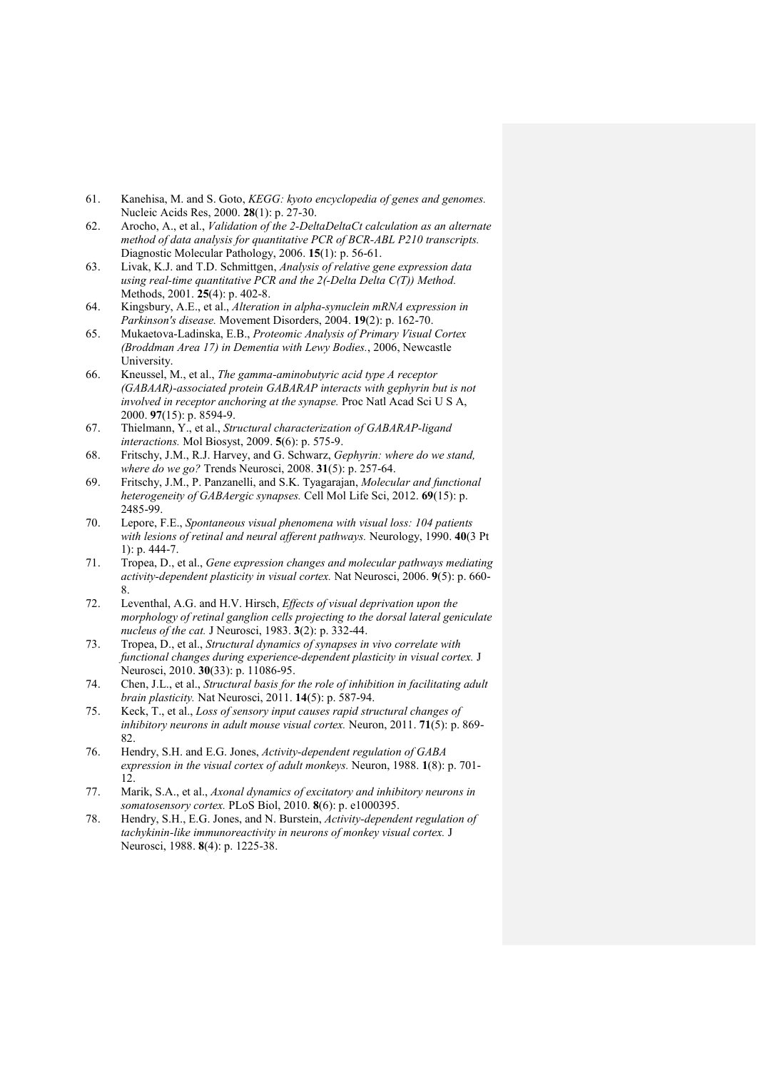61. Kanehisa, M. and S. Goto, *KEGG: kyoto encyclopedia of genes and genomes.* Nucleic Acids Res, 2000. **28**(1): p. 27-30.
62. Arocho, A., et al., *Validation of the 2-DeltaDeltaCt calculation as an alternate method of data analysis for quantitative PCR of BCR-ABL P210 transcripts.* Diagnostic Molecular Pathology, 2006. **15**(1): p. 56-61.
63. Livak, K.J. and T.D. Schmittgen, *Analysis of relative gene expression data using real-time quantitative PCR and the 2(-Delta Delta C(T)) Method.* Methods, 2001. **25**(4): p. 402-8.
64. Kingsbury, A.E., et al., *Alteration in alpha-synuclein mRNA expression in Parkinson's disease.* Movement Disorders, 2004. **19**(2): p. 162-70.
65. Mukaetova-Ladinska, E.B., *Proteomic Analysis of Primary Visual Cortex (Broddman Area 17) in Dementia with Lewy Bodies.*, 2006, Newcastle University.
66. Kneussel, M., et al., *The gamma-aminobutyric acid type A receptor (GABAAR)-associated protein GABARAP interacts with gephyrin but is not involved in receptor anchoring at the synapse.* Proc Natl Acad Sci U S A, 2000. **97**(15): p. 8594-9.
67. Thielmann, Y., et al., *Structural characterization of GABARAP-ligand interactions.* Mol Biosyst, 2009. **5**(6): p. 575-9.
68. Fritschy, J.M., R.J. Harvey, and G. Schwarz, *Gephyrin: where do we stand, where do we go?* Trends Neurosci, 2008. **31**(5): p. 257-64.
69. Fritschy, J.M., P. Panzanelli, and S.K. Tyagarajan, *Molecular and functional heterogeneity of GABAergic synapses.* Cell Mol Life Sci, 2012. **69**(15): p. 2485-99.
70. Lepore, F.E., *Spontaneous visual phenomena with visual loss: 104 patients with lesions of retinal and neural afferent pathways.* Neurology, 1990. **40**(3 Pt 1): p. 444-7.
71. Tropea, D., et al., *Gene expression changes and molecular pathways mediating activity-dependent plasticity in visual cortex.* Nat Neurosci, 2006. **9**(5): p. 660-8.
72. Leventhal, A.G. and H.V. Hirsch, *Effects of visual deprivation upon the morphology of retinal ganglion cells projecting to the dorsal lateral geniculate nucleus of the cat.* J Neurosci, 1983. **3**(2): p. 332-44.
73. Tropea, D., et al., *Structural dynamics of synapses in vivo correlate with functional changes during experience-dependent plasticity in visual cortex.* J Neurosci, 2010. **30**(33): p. 11086-95.
74. Chen, J.L., et al., *Structural basis for the role of inhibition in facilitating adult brain plasticity.* Nat Neurosci, 2011. **14**(5): p. 587-94.
75. Keck, T., et al., *Loss of sensory input causes rapid structural changes of inhibitory neurons in adult mouse visual cortex.* Neuron, 2011. **71**(5): p. 869-82.
76. Hendry, S.H. and E.G. Jones, *Activity-dependent regulation of GABA expression in the visual cortex of adult monkeys.* Neuron, 1988. **1**(8): p. 701-12.
77. Marik, S.A., et al., *Axonal dynamics of excitatory and inhibitory neurons in somatosensory cortex.* PLoS Biol, 2010. **8**(6): p. e1000395.
78. Hendry, S.H., E.G. Jones, and N. Burstein, *Activity-dependent regulation of tachykinin-like immunoreactivity in neurons of monkey visual cortex.* J Neurosci, 1988. **8**(4): p. 1225-38.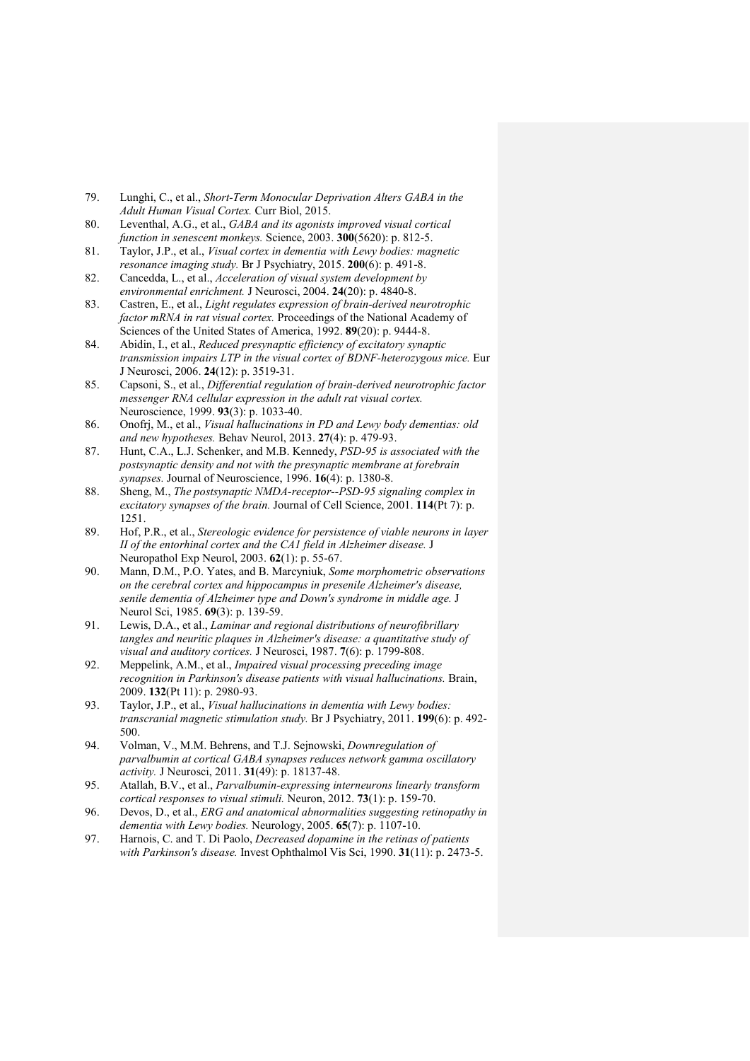79. Lunghi, C., et al., *Short-Term Monocular Deprivation Alters GABA in the Adult Human Visual Cortex.* Curr Biol, 2015.
80. Leventhal, A.G., et al., *GABA and its agonists improved visual cortical function in senescent monkeys.* Science, 2003. **300**(5620): p. 812-5.
81. Taylor, J.P., et al., *Visual cortex in dementia with Lewy bodies: magnetic resonance imaging study.* Br J Psychiatry, 2015. **200**(6): p. 491-8.
82. Cancedda, L., et al., *Acceleration of visual system development by environmental enrichment.* J Neurosci, 2004. **24**(20): p. 4840-8.
83. Castren, E., et al., *Light regulates expression of brain-derived neurotrophic factor mRNA in rat visual cortex.* Proceedings of the National Academy of Sciences of the United States of America, 1992. **89**(20): p. 9444-8.
84. Abidin, I., et al., *Reduced presynaptic efficiency of excitatory synaptic transmission impairs LTP in the visual cortex of BDNF-heterozygous mice.* Eur J Neurosci, 2006. **24**(12): p. 3519-31.
85. Capsoni, S., et al., *Differential regulation of brain-derived neurotrophic factor messenger RNA cellular expression in the adult rat visual cortex.* Neuroscience, 1999. **93**(3): p. 1033-40.
86. Onofrj, M., et al., *Visual hallucinations in PD and Lewy body dementias: old and new hypotheses.* Behav Neurol, 2013. **27**(4): p. 479-93.
87. Hunt, C.A., L.J. Schenker, and M.B. Kennedy, *PSD-95 is associated with the postsynaptic density and not with the presynaptic membrane at forebrain synapses.* Journal of Neuroscience, 1996. **16**(4): p. 1380-8.
88. Sheng, M., *The postsynaptic NMDA-receptor--PSD-95 signaling complex in excitatory synapses of the brain.* Journal of Cell Science, 2001. **114**(Pt 7): p. 1251.
89. Hof, P.R., et al., *Stereologic evidence for persistence of viable neurons in layer II of the entorhinal cortex and the CA1 field in Alzheimer disease.* J Neuropathol Exp Neurol, 2003. **62**(1): p. 55-67.
90. Mann, D.M., P.O. Yates, and B. Marcyniuk, *Some morphometric observations on the cerebral cortex and hippocampus in presenile Alzheimer's disease, senile dementia of Alzheimer type and Down's syndrome in middle age.* J Neurol Sci, 1985. **69**(3): p. 139-59.
91. Lewis, D.A., et al., *Laminar and regional distributions of neurofibrillary tangles and neuritic plaques in Alzheimer's disease: a quantitative study of visual and auditory cortices.* J Neurosci, 1987. **7**(6): p. 1799-808.
92. Meppelink, A.M., et al., *Impaired visual processing preceding image recognition in Parkinson's disease patients with visual hallucinations.* Brain, 2009. **132**(Pt 11): p. 2980-93.
93. Taylor, J.P., et al., *Visual hallucinations in dementia with Lewy bodies: transcranial magnetic stimulation study.* Br J Psychiatry, 2011. **199**(6): p. 492-500.
94. Volman, V., M.M. Behrens, and T.J. Sejnowski, *Downregulation of parvalbumin at cortical GABA synapses reduces network gamma oscillatory activity.* J Neurosci, 2011. **31**(49): p. 18137-48.
95. Atallah, B.V., et al., *Parvalbumin-expressing interneurons linearly transform cortical responses to visual stimuli.* Neuron, 2012. **73**(1): p. 159-70.
96. Devos, D., et al., *ERG and anatomical abnormalities suggesting retinopathy in dementia with Lewy bodies.* Neurology, 2005. **65**(7): p. 1107-10.
97. Harnois, C. and T. Di Paolo, *Decreased dopamine in the retinas of patients with Parkinson's disease.* Invest Ophthalmol Vis Sci, 1990. **31**(11): p. 2473-5.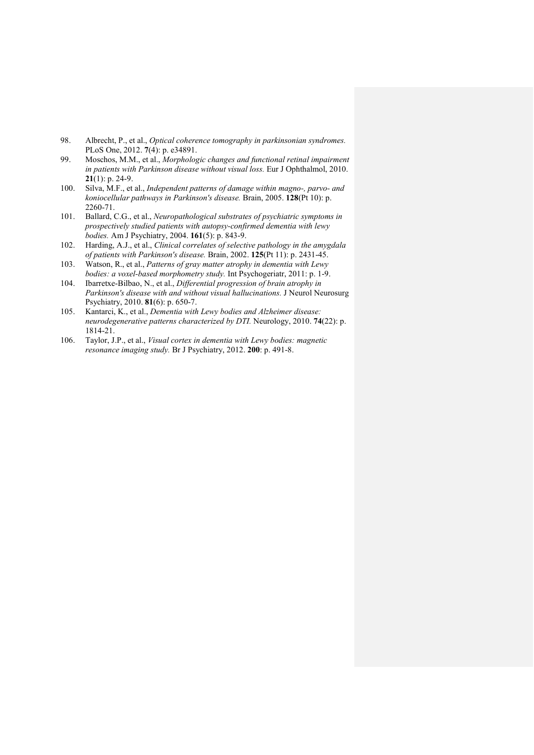98. Albrecht, P., et al., *Optical coherence tomography in parkinsonian syndromes.* PLoS One, 2012. **7**(4): p. e34891.
99. Moschos, M.M., et al., *Morphologic changes and functional retinal impairment in patients with Parkinson disease without visual loss.* Eur J Ophthalmol, 2010. **21**(1): p. 24-9.
100. Silva, M.F., et al., *Independent patterns of damage within magno-, parvo- and koniocellular pathways in Parkinson's disease.* Brain, 2005. **128**(Pt 10): p. 2260-71.
101. Ballard, C.G., et al., *Neuropathological substrates of psychiatric symptoms in prospectively studied patients with autopsy-confirmed dementia with lewy bodies.* Am J Psychiatry, 2004. **161**(5): p. 843-9.
102. Harding, A.J., et al., *Clinical correlates of selective pathology in the amygdala of patients with Parkinson's disease.* Brain, 2002. **125**(Pt 11): p. 2431-45.
103. Watson, R., et al., *Patterns of gray matter atrophy in dementia with Lewy bodies: a voxel-based morphometry study.* Int Psychogeriatr, 2011: p. 1-9.
104. Ibarretxe-Bilbao, N., et al., *Differential progression of brain atrophy in Parkinson's disease with and without visual hallucinations.* J Neurol Neurosurg Psychiatry, 2010. **81**(6): p. 650-7.
105. Kantarci, K., et al., *Dementia with Lewy bodies and Alzheimer disease: neurodegenerative patterns characterized by DTI.* Neurology, 2010. **74**(22): p. 1814-21.
106. Taylor, J.P., et al., *Visual cortex in dementia with Lewy bodies: magnetic resonance imaging study.* Br J Psychiatry, 2012. **200**: p. 491-8.